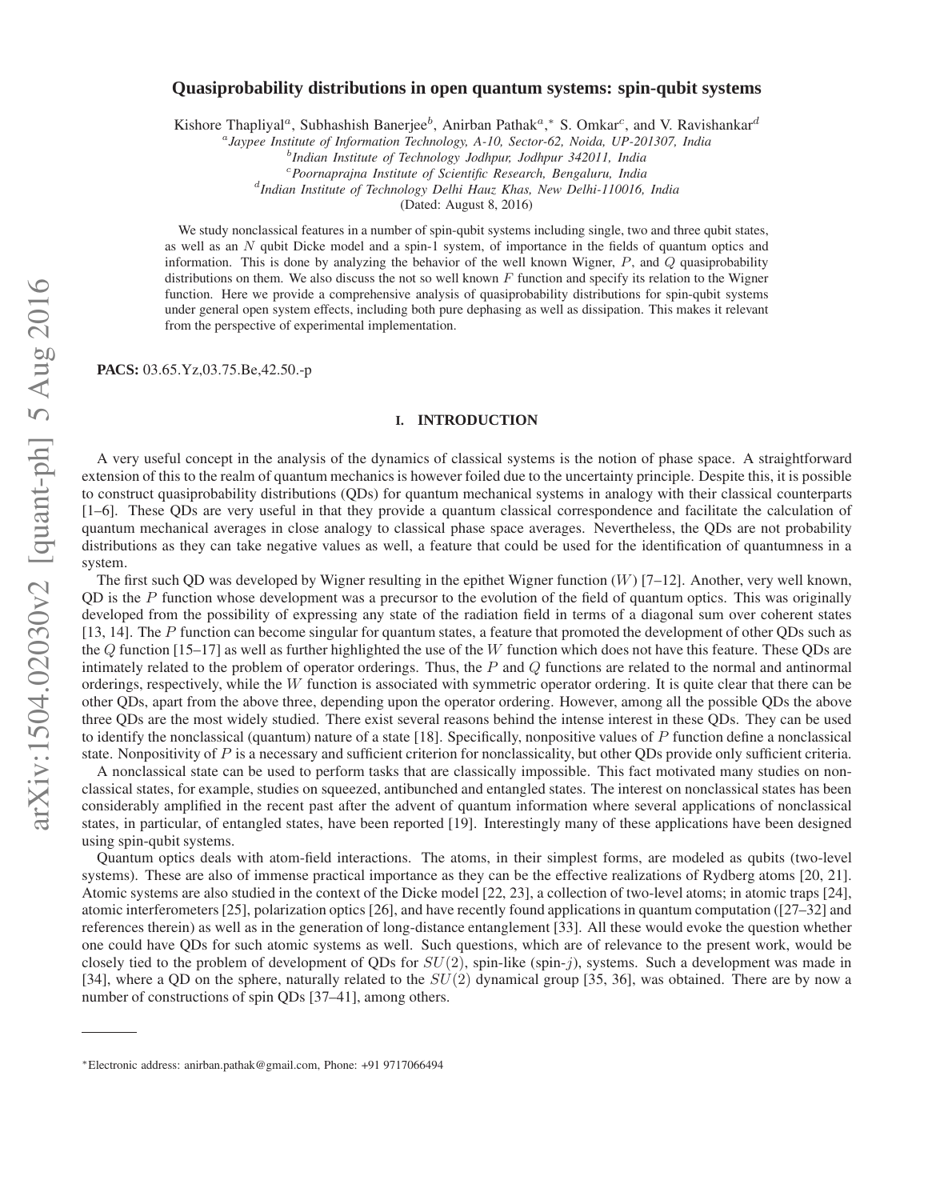# Quasiprobability distributions in open quantum systems: spin-qubit systems

Kishore Thapliyal[a], Subhashish Banerjee[b], Anirban Pathak[a,*] S. Omkar[c], and V. Ravishankar[d]

[a]*Jaypee Institute of Information Technology, A-10, Sector-62, Noida, UP-201307, India*
[b]*Indian Institute of Technology Jodhpur, Jodhpur 342011, India*
[c]*Poornaprajna Institute of Scientific Research, Bengaluru, India*
[d]*Indian Institute of Technology Delhi Hauz Khas, New Delhi-110016, India*

(Dated: August 8, 2016)

We study nonclassical features in a number of spin-qubit systems including single, two and three qubit states, as well as an $N$ qubit Dicke model and a spin-1 system, of importance in the fields of quantum optics and information. This is done by analyzing the behavior of the well known Wigner, $P$, and $Q$ quasiprobability distributions on them. We also discuss the not so well known $F$ function and specify its relation to the Wigner function. Here we provide a comprehensive analysis of quasiprobability distributions for spin-qubit systems under general open system effects, including both pure dephasing as well as dissipation. This makes it relevant from the perspective of experimental implementation.

**PACS:** 03.65.Yz,03.75.Be,42.50.-p

## I. INTRODUCTION

A very useful concept in the analysis of the dynamics of classical systems is the notion of phase space. A straightforward extension of this to the realm of quantum mechanics is however foiled due to the uncertainty principle. Despite this, it is possible to construct quasiprobability distributions (QDs) for quantum mechanical systems in analogy with their classical counterparts [1–6]. These QDs are very useful in that they provide a quantum classical correspondence and facilitate the calculation of quantum mechanical averages in close analogy to classical phase space averages. Nevertheless, the QDs are not probability distributions as they can take negative values as well, a feature that could be used for the identification of quantumness in a system.

The first such QD was developed by Wigner resulting in the epithet Wigner function ($W$) [7–12]. Another, very well known, QD is the $P$ function whose development was a precursor to the evolution of the field of quantum optics. This was originally developed from the possibility of expressing any state of the radiation field in terms of a diagonal sum over coherent states [13, 14]. The $P$ function can become singular for quantum states, a feature that promoted the development of other QDs such as the $Q$ function [15–17] as well as further highlighted the use of the $W$ function which does not have this feature. These QDs are intimately related to the problem of operator orderings. Thus, the $P$ and $Q$ functions are related to the normal and antinormal orderings, respectively, while the $W$ function is associated with symmetric operator ordering. It is quite clear that there can be other QDs, apart from the above three, depending upon the operator ordering. However, among all the possible QDs the above three QDs are the most widely studied. There exist several reasons behind the intense interest in these QDs. They can be used to identify the nonclassical (quantum) nature of a state [18]. Specifically, nonpositive values of $P$ function define a nonclassical state. Nonpositivity of $P$ is a necessary and sufficient criterion for nonclassicality, but other QDs provide only sufficient criteria.

A nonclassical state can be used to perform tasks that are classically impossible. This fact motivated many studies on nonclassical states, for example, studies on squeezed, antibunched and entangled states. The interest on nonclassical states has been considerably amplified in the recent past after the advent of quantum information where several applications of nonclassical states, in particular, of entangled states, have been reported [19]. Interestingly many of these applications have been designed using spin-qubit systems.

Quantum optics deals with atom-field interactions. The atoms, in their simplest forms, are modeled as qubits (two-level systems). These are also of immense practical importance as they can be the effective realizations of Rydberg atoms [20, 21]. Atomic systems are also studied in the context of the Dicke model [22, 23], a collection of two-level atoms; in atomic traps [24], atomic interferometers [25], polarization optics [26], and have recently found applications in quantum computation ([27–32] and references therein) as well as in the generation of long-distance entanglement [33]. All these would evoke the question whether one could have QDs for such atomic systems as well. Such questions, which are of relevance to the present work, would be closely tied to the problem of development of QDs for $SU(2)$, spin-like (spin-$j$), systems. Such a development was made in [34], where a QD on the sphere, naturally related to the $SU(2)$ dynamical group [35, 36], was obtained. There are by now a number of constructions of spin QDs [37–41], among others.

---

*Electronic address: anirban.pathak@gmail.com, Phone: +91 9717066494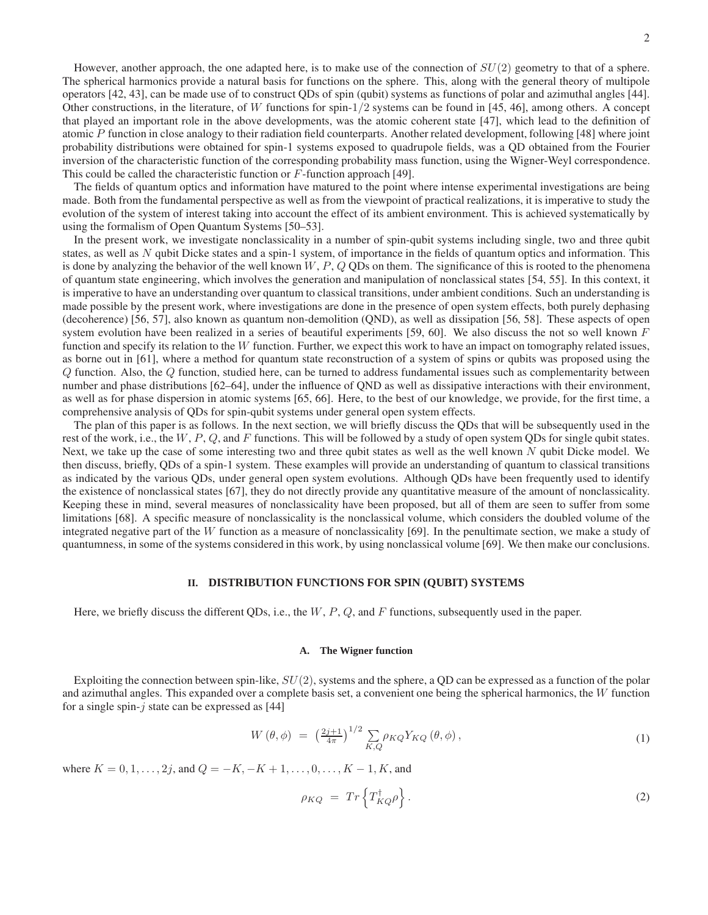However, another approach, the one adapted here, is to make use of the connection of $SU(2)$ geometry to that of a sphere. The spherical harmonics provide a natural basis for functions on the sphere. This, along with the general theory of multipole operators [42, 43], can be made use of to construct QDs of spin (qubit) systems as functions of polar and azimuthal angles [44]. Other constructions, in the literature, of $W$ functions for spin-$1/2$ systems can be found in [45, 46], among others. A concept that played an important role in the above developments, was the atomic coherent state [47], which lead to the definition of atomic $P$ function in close analogy to their radiation field counterparts. Another related development, following [48] where joint probability distributions were obtained for spin-1 systems exposed to quadrupole fields, was a QD obtained from the Fourier inversion of the characteristic function of the corresponding probability mass function, using the Wigner-Weyl correspondence. This could be called the characteristic function or $F$-function approach [49].

The fields of quantum optics and information have matured to the point where intense experimental investigations are being made. Both from the fundamental perspective as well as from the viewpoint of practical realizations, it is imperative to study the evolution of the system of interest taking into account the effect of its ambient environment. This is achieved systematically by using the formalism of Open Quantum Systems [50–53].

In the present work, we investigate nonclassicality in a number of spin-qubit systems including single, two and three qubit states, as well as $N$ qubit Dicke states and a spin-1 system, of importance in the fields of quantum optics and information. This is done by analyzing the behavior of the well known $W$, $P$, $Q$ QDs on them. The significance of this is rooted to the phenomena of quantum state engineering, which involves the generation and manipulation of nonclassical states [54, 55]. In this context, it is imperative to have an understanding over quantum to classical transitions, under ambient conditions. Such an understanding is made possible by the present work, where investigations are done in the presence of open system effects, both purely dephasing (decoherence) [56, 57], also known as quantum non-demolition (QND), as well as dissipation [56, 58]. These aspects of open system evolution have been realized in a series of beautiful experiments [59, 60]. We also discuss the not so well known $F$ function and specify its relation to the $W$ function. Further, we expect this work to have an impact on tomography related issues, as borne out in [61], where a method for quantum state reconstruction of a system of spins or qubits was proposed using the $Q$ function. Also, the $Q$ function, studied here, can be turned to address fundamental issues such as complementarity between number and phase distributions [62–64], under the influence of QND as well as dissipative interactions with their environment, as well as for phase dispersion in atomic systems [65, 66]. Here, to the best of our knowledge, we provide, for the first time, a comprehensive analysis of QDs for spin-qubit systems under general open system effects.

The plan of this paper is as follows. In the next section, we will briefly discuss the QDs that will be subsequently used in the rest of the work, i.e., the $W$, $P$, $Q$, and $F$ functions. This will be followed by a study of open system QDs for single qubit states. Next, we take up the case of some interesting two and three qubit states as well as the well known $N$ qubit Dicke model. We then discuss, briefly, QDs of a spin-1 system. These examples will provide an understanding of quantum to classical transitions as indicated by the various QDs, under general open system evolutions. Although QDs have been frequently used to identify the existence of nonclassical states [67], they do not directly provide any quantitative measure of the amount of nonclassicality. Keeping these in mind, several measures of nonclassicality have been proposed, but all of them are seen to suffer from some limitations [68]. A specific measure of nonclassicality is the nonclassical volume, which considers the doubled volume of the integrated negative part of the $W$ function as a measure of nonclassicality [69]. In the penultimate section, we make a study of quantumness, in some of the systems considered in this work, by using nonclassical volume [69]. We then make our conclusions.

## II. DISTRIBUTION FUNCTIONS FOR SPIN (QUBIT) SYSTEMS

Here, we briefly discuss the different QDs, i.e., the $W$, $P$, $Q$, and $F$ functions, subsequently used in the paper.

### A. The Wigner function

Exploiting the connection between spin-like, $SU(2)$, systems and the sphere, a QD can be expressed as a function of the polar and azimuthal angles. This expanded over a complete basis set, a convenient one being the spherical harmonics, the $W$ function for a single spin-$j$ state can be expressed as [44]

$$W\left(\theta,\phi\right) \;=\; \left(\tfrac{2j+1}{4\pi}\right)^{1/2} \sum_{K,Q} \rho_{KQ} Y_{KQ}\left(\theta,\phi\right), \tag{1}$$

where $K = 0, 1, \ldots, 2j$, and $Q = -K, -K+1, \ldots, 0, \ldots, K-1, K$, and

$$\rho_{KQ} \;=\; Tr\left\{T^{\dagger}_{KQ}\rho\right\}. \tag{2}$$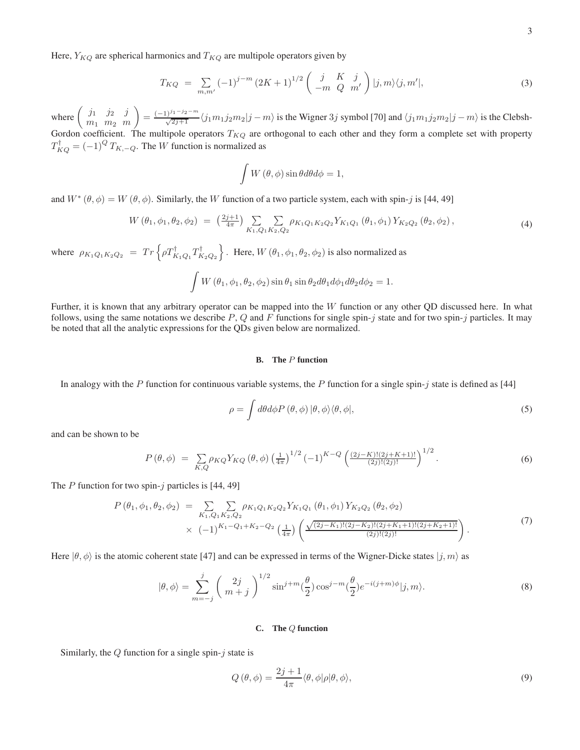Here, $Y_{KQ}$ are spherical harmonics and $T_{KQ}$ are multipole operators given by

$$T_{KQ} = \sum_{m,m'} (-1)^{j-m} (2K+1)^{1/2} \begin{pmatrix} j & K & j \\ -m & Q & m' \end{pmatrix} |j,m\rangle\langle j,m'|, \tag{3}$$

where $\begin{pmatrix} j_1 & j_2 & j \\ m_1 & m_2 & m \end{pmatrix} = \frac{(-1)^{j_1-j_2-m}}{\sqrt{2j+1}} \langle j_1 m_1 j_2 m_2 | j - m\rangle$ is the Wigner $3j$ symbol [70] and $\langle j_1 m_1 j_2 m_2 | j - m\rangle$ is the Clebsh-Gordon coefficient. The multipole operators $T_{KQ}$ are orthogonal to each other and they form a complete set with property $T^{\dagger}_{KQ} = (-1)^Q T_{K,-Q}$. The $W$ function is normalized as

$$\int W(\theta,\phi) \sin\theta d\theta d\phi = 1,$$

and $W^*(\theta,\phi) = W(\theta,\phi)$. Similarly, the $W$ function of a two particle system, each with spin-$j$ is [44, 49]

$$W(\theta_1,\phi_1,\theta_2,\phi_2) = \left(\tfrac{2j+1}{4\pi}\right) \sum_{K_1,Q_1} \sum_{K_2,Q_2} \rho_{K_1Q_1K_2Q_2} Y_{K_1Q_1}(\theta_1,\phi_1) Y_{K_2Q_2}(\theta_2,\phi_2), \tag{4}$$

where $\rho_{K_1Q_1K_2Q_2} = Tr\left\{\rho T^{\dagger}_{K_1Q_1} T^{\dagger}_{K_2Q_2}\right\}$. Here, $W(\theta_1,\phi_1,\theta_2,\phi_2)$ is also normalized as

$$\int W(\theta_1,\phi_1,\theta_2,\phi_2) \sin\theta_1 \sin\theta_2 d\theta_1 d\phi_1 d\theta_2 d\phi_2 = 1.$$

Further, it is known that any arbitrary operator can be mapped into the $W$ function or any other QD discussed here. In what follows, using the same notations we describe $P$, $Q$ and $F$ functions for single spin-$j$ state and for two spin-$j$ particles. It may be noted that all the analytic expressions for the QDs given below are normalized.

### B. The $P$ function

In analogy with the $P$ function for continuous variable systems, the $P$ function for a single spin-$j$ state is defined as [44]

$$\rho = \int d\theta d\phi P(\theta,\phi) |\theta,\phi\rangle\langle\theta,\phi|, \tag{5}$$

and can be shown to be

$$P(\theta,\phi) = \sum_{K,Q} \rho_{KQ} Y_{KQ}(\theta,\phi) \left(\tfrac{1}{4\pi}\right)^{1/2} (-1)^{K-Q} \left(\tfrac{(2j-K)!(2j+K+1)!}{(2j)!(2j)!}\right)^{1/2}. \tag{6}$$

The $P$ function for two spin-$j$ particles is [44, 49]

$$\begin{aligned} P(\theta_1,\phi_1,\theta_2,\phi_2) = & \sum_{K_1,Q_1} \sum_{K_2,Q_2} \rho_{K_1Q_1K_2Q_2} Y_{K_1Q_1}(\theta_1,\phi_1) Y_{K_2Q_2}(\theta_2,\phi_2) \\ & \times (-1)^{K_1-Q_1+K_2-Q_2} \left(\tfrac{1}{4\pi}\right) \left( \tfrac{\sqrt{(2j-K_1)!(2j-K_2)!(2j+K_1+1)!(2j+K_2+1)!}}{(2j)!(2j)!} \right). \end{aligned} \tag{7}$$

Here $|\theta,\phi\rangle$ is the atomic coherent state [47] and can be expressed in terms of the Wigner-Dicke states $|j,m\rangle$ as

$$|\theta,\phi\rangle = \sum_{m=-j}^{j} \begin{pmatrix} 2j \\ m+j \end{pmatrix}^{1/2} \sin^{j+m}(\frac{\theta}{2}) \cos^{j-m}(\frac{\theta}{2}) e^{-i(j+m)\phi} |j,m\rangle. \tag{8}$$

### C. The $Q$ function

Similarly, the $Q$ function for a single spin-$j$ state is

$$Q(\theta,\phi) = \frac{2j+1}{4\pi} \langle\theta,\phi|\rho|\theta,\phi\rangle, \tag{9}$$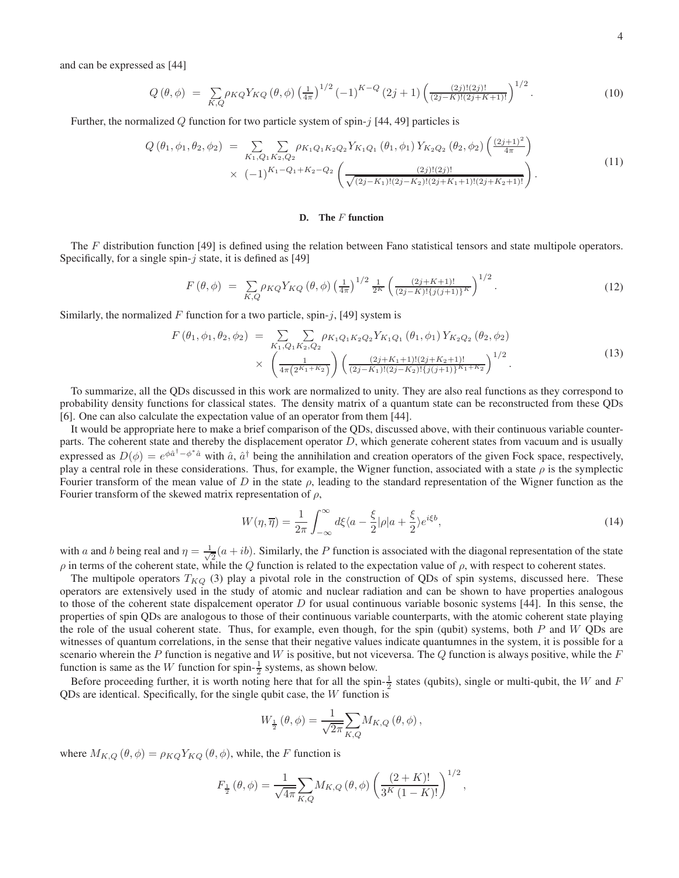and can be expressed as [44]

$$Q(\theta,\phi) = \sum_{K,Q} \rho_{KQ} Y_{KQ}(\theta,\phi) \left(\tfrac{1}{4\pi}\right)^{1/2} (-1)^{K-Q} (2j+1) \left(\tfrac{(2j)!(2j)!}{(2j-K)!(2j+K+1)!}\right)^{1/2}. \tag{10}$$

Further, the normalized $Q$ function for two particle system of spin-$j$ [44, 49] particles is

$$\begin{aligned} Q(\theta_1,\phi_1,\theta_2,\phi_2) &= \sum_{K_1,Q_1} \sum_{K_2,Q_2} \rho_{K_1Q_1K_2Q_2} Y_{K_1Q_1}(\theta_1,\phi_1) Y_{K_2Q_2}(\theta_2,\phi_2) \left(\tfrac{(2j+1)^2}{4\pi}\right) \\ &\times (-1)^{K_1-Q_1+K_2-Q_2} \left(\tfrac{(2j)!(2j)!}{\sqrt{(2j-K_1)!(2j-K_2)!(2j+K_1+1)!(2j+K_2+1)!}}\right). \end{aligned} \tag{11}$$

### D. The $F$ function

The $F$ distribution function [49] is defined using the relation between Fano statistical tensors and state multipole operators. Specifically, for a single spin-$j$ state, it is defined as [49]

$$F(\theta,\phi) = \sum_{K,Q} \rho_{KQ} Y_{KQ}(\theta,\phi) \left(\tfrac{1}{4\pi}\right)^{1/2} \tfrac{1}{2^K} \left(\tfrac{(2j+K+1)!}{(2j-K)!\{j(j+1)\}^K}\right)^{1/2}. \tag{12}$$

Similarly, the normalized $F$ function for a two particle, spin-$j$, [49] system is

$$\begin{aligned} F(\theta_1,\phi_1,\theta_2,\phi_2) &= \sum_{K_1,Q_1} \sum_{K_2,Q_2} \rho_{K_1Q_1K_2Q_2} Y_{K_1Q_1}(\theta_1,\phi_1) Y_{K_2Q_2}(\theta_2,\phi_2) \\ &\times \left(\tfrac{1}{4\pi\left(2^{K_1+K_2}\right)}\right) \left(\tfrac{(2j+K_1+1)!(2j+K_2+1)!}{(2j-K_1)!(2j-K_2)!\{j(j+1)\}^{K_1+K_2}}\right)^{1/2}. \end{aligned} \tag{13}$$

To summarize, all the QDs discussed in this work are normalized to unity. They are also real functions as they correspond to probability density functions for classical states. The density matrix of a quantum state can be reconstructed from these QDs [6]. One can also calculate the expectation value of an operator from them [44].

It would be appropriate here to make a brief comparison of the QDs, discussed above, with their continuous variable counterparts. The coherent state and thereby the displacement operator $D$, which generate coherent states from vacuum and is usually expressed as $D(\phi) = e^{\phi\hat{a}^\dagger - \phi^*\hat{a}}$ with $\hat{a}$, $\hat{a}^\dagger$ being the annihilation and creation operators of the given Fock space, respectively, play a central role in these considerations. Thus, for example, the Wigner function, associated with a state $\rho$ is the symplectic Fourier transform of the mean value of $D$ in the state $\rho$, leading to the standard representation of the Wigner function as the Fourier transform of the skewed matrix representation of $\rho$,

$$W(\eta,\overline{\eta}) = \frac{1}{2\pi}\int_{-\infty}^{\infty} d\xi \langle a - \frac{\xi}{2}|\rho|a + \frac{\xi}{2}\rangle e^{i\xi b}, \tag{14}$$

with $a$ and $b$ being real and $\eta = \frac{1}{\sqrt{2}}(a+ib)$. Similarly, the $P$ function is associated with the diagonal representation of the state $\rho$ in terms of the coherent state, while the $Q$ function is related to the expectation value of $\rho$, with respect to coherent states.

The multipole operators $T_{KQ}$ (3) play a pivotal role in the construction of QDs of spin systems, discussed here. These operators are extensively used in the study of atomic and nuclear radiation and can be shown to have properties analogous to those of the coherent state dispalcement operator $D$ for usual continuous variable bosonic systems [44]. In this sense, the properties of spin QDs are analogous to those of their continuous variable counterparts, with the atomic coherent state playing the role of the usual coherent state. Thus, for example, even though, for the spin (qubit) systems, both $P$ and $W$ QDs are witnesses of quantum correlations, in the sense that their negative values indicate quantumnes in the system, it is possible for a scenario wherein the $P$ function is negative and $W$ is positive, but not viceversa. The $Q$ function is always positive, while the $F$ function is same as the $W$ function for spin-$\frac{1}{2}$ systems, as shown below.

Before proceeding further, it is worth noting here that for all the spin-$\frac{1}{2}$ states (qubits), single or multi-qubit, the $W$ and $F$ QDs are identical. Specifically, for the single qubit case, the $W$ function is

$$W_{\frac{1}{2}}(\theta,\phi) = \frac{1}{\sqrt{2\pi}}\sum_{K,Q} M_{K,Q}(\theta,\phi),$$

where $M_{K,Q}(\theta,\phi) = \rho_{KQ}Y_{KQ}(\theta,\phi)$, while, the $F$ function is

$$F_{\frac{1}{2}}(\theta,\phi) = \frac{1}{\sqrt{4\pi}}\sum_{K,Q} M_{K,Q}(\theta,\phi)\left(\frac{(2+K)!}{3^K(1-K)!}\right)^{1/2},$$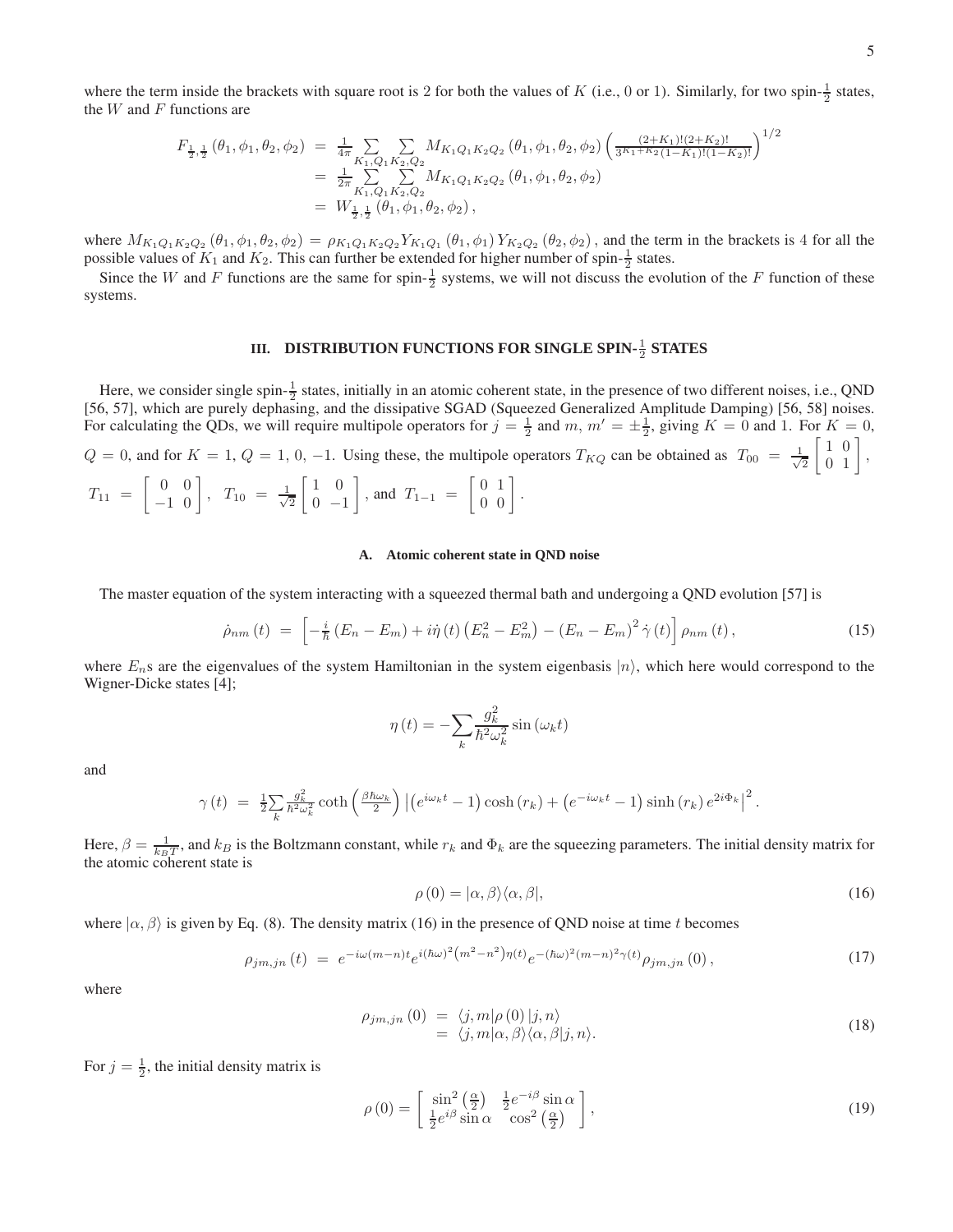where the term inside the brackets with square root is 2 for both the values of $K$ (i.e., 0 or 1). Similarly, for two spin-$\frac{1}{2}$ states, the $W$ and $F$ functions are

$$
\begin{aligned}
F_{\frac{1}{2},\frac{1}{2}}\left(\theta_1,\phi_1,\theta_2,\phi_2\right) &= \frac{1}{4\pi}\sum_{K_1,Q_1}\sum_{K_2,Q_2} M_{K_1Q_1K_2Q_2}\left(\theta_1,\phi_1,\theta_2,\phi_2\right)\left(\frac{(2+K_1)!(2+K_2)!}{3^{K_1+K_2}(1-K_1)!(1-K_2)!}\right)^{1/2} \\
&= \frac{1}{2\pi}\sum_{K_1,Q_1}\sum_{K_2,Q_2} M_{K_1Q_1K_2Q_2}\left(\theta_1,\phi_1,\theta_2,\phi_2\right) \\
&= W_{\frac{1}{2},\frac{1}{2}}\left(\theta_1,\phi_1,\theta_2,\phi_2\right),
\end{aligned}
$$

where $M_{K_1Q_1K_2Q_2}\left(\theta_1,\phi_1,\theta_2,\phi_2\right) = \rho_{K_1Q_1K_2Q_2} Y_{K_1Q_1}\left(\theta_1,\phi_1\right) Y_{K_2Q_2}\left(\theta_2,\phi_2\right)$, and the term in the brackets is 4 for all the possible values of $K_1$ and $K_2$. This can further be extended for higher number of spin-$\frac{1}{2}$ states.

Since the $W$ and $F$ functions are the same for spin-$\frac{1}{2}$ systems, we will not discuss the evolution of the $F$ function of these systems.

## III. DISTRIBUTION FUNCTIONS FOR SINGLE SPIN-$\frac{1}{2}$ STATES

Here, we consider single spin-$\frac{1}{2}$ states, initially in an atomic coherent state, in the presence of two different noises, i.e., QND [56, 57], which are purely dephasing, and the dissipative SGAD (Squeezed Generalized Amplitude Damping) [56, 58] noises. For calculating the QDs, we will require multipole operators for $j = \frac{1}{2}$ and $m,\, m' = \pm\frac{1}{2}$, giving $K = 0$ and 1. For $K = 0$, $Q = 0$, and for $K = 1$, $Q = 1,\, 0,\, -1$. Using these, the multipole operators $T_{KQ}$ can be obtained as $T_{00} = \frac{1}{\sqrt{2}}\begin{bmatrix} 1 & 0 \\ 0 & 1 \end{bmatrix}$, $T_{11} = \begin{bmatrix} 0 & 0 \\ -1 & 0 \end{bmatrix}$, $T_{10} = \frac{1}{\sqrt{2}}\begin{bmatrix} 1 & 0 \\ 0 & -1 \end{bmatrix}$, and $T_{1-1} = \begin{bmatrix} 0 & 1 \\ 0 & 0 \end{bmatrix}$.

### A. Atomic coherent state in QND noise

The master equation of the system interacting with a squeezed thermal bath and undergoing a QND evolution [57] is

$$
\dot{\rho}_{nm}\left(t\right) = \left[-\frac{i}{\hbar}\left(E_n - E_m\right) + i\dot{\eta}\left(t\right)\left(E_n^2 - E_m^2\right) - \left(E_n - E_m\right)^2\dot{\gamma}\left(t\right)\right]\rho_{nm}\left(t\right), \tag{15}
$$

where $E_n$s are the eigenvalues of the system Hamiltonian in the system eigenbasis $|n\rangle$, which here would correspond to the Wigner-Dicke states [4];

$$
\eta\left(t\right) = -\sum_k \frac{g_k^2}{\hbar^2\omega_k^2}\sin\left(\omega_k t\right)
$$

and

$$
\gamma\left(t\right) = \frac{1}{2}\sum_k \frac{g_k^2}{\hbar^2\omega_k^2}\coth\left(\frac{\beta\hbar\omega_k}{2}\right)\left|\left(e^{i\omega_k t} - 1\right)\cosh\left(r_k\right) + \left(e^{-i\omega_k t} - 1\right)\sinh\left(r_k\right)e^{2i\Phi_k}\right|^2.
$$

Here, $\beta = \frac{1}{k_B T}$, and $k_B$ is the Boltzmann constant, while $r_k$ and $\Phi_k$ are the squeezing parameters. The initial density matrix for the atomic coherent state is

$$
\rho\left(0\right) = |\alpha,\beta\rangle\langle\alpha,\beta|, \tag{16}
$$

where $|\alpha,\beta\rangle$ is given by Eq. (8). The density matrix (16) in the presence of QND noise at time $t$ becomes

$$
\rho_{jm,jn}\left(t\right) = e^{-i\omega(m-n)t} e^{i(\hbar\omega)^2\left(m^2-n^2\right)\eta(t)} e^{-(\hbar\omega)^2(m-n)^2\gamma(t)}\rho_{jm,jn}\left(0\right), \tag{17}
$$

where

$$
\begin{aligned}
\rho_{jm,jn}\left(0\right) &= \langle j,m|\rho\left(0\right)|j,n\rangle \\
&= \langle j,m|\alpha,\beta\rangle\langle\alpha,\beta|j,n\rangle.
\end{aligned} \tag{18}
$$

For $j = \frac{1}{2}$, the initial density matrix is

$$
\rho\left(0\right) = \begin{bmatrix} \sin^2\left(\frac{\alpha}{2}\right) & \frac{1}{2}e^{-i\beta}\sin\alpha \\ \frac{1}{2}e^{i\beta}\sin\alpha & \cos^2\left(\frac{\alpha}{2}\right) \end{bmatrix}, \tag{19}
$$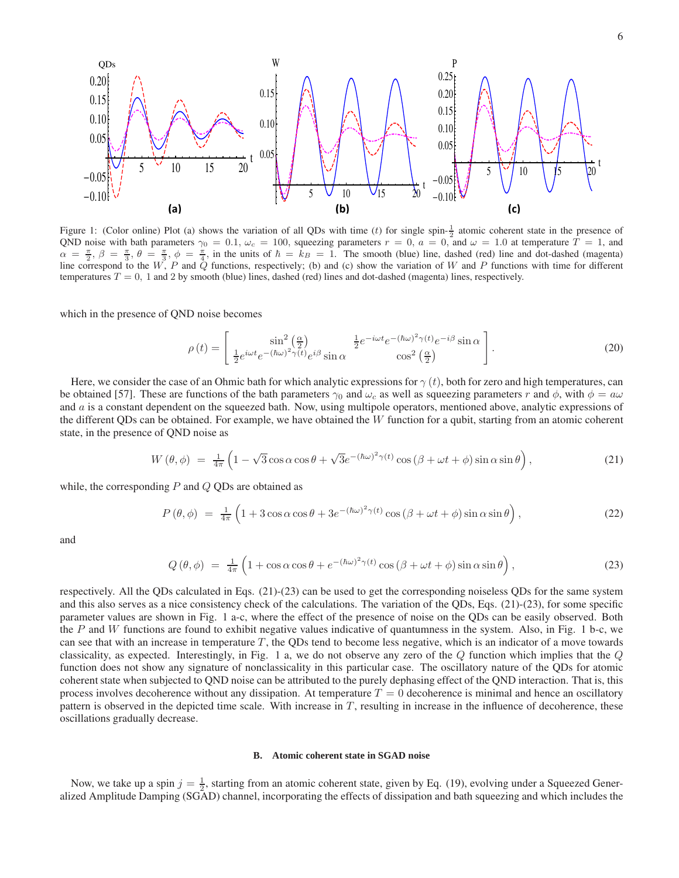Figure 1: (Color online) Plot (a) shows the variation of all QDs with time ($t$) for single spin-$\frac{1}{2}$ atomic coherent state in the presence of QND noise with bath parameters $\gamma_0 = 0.1$, $\omega_c = 100$, squeezing parameters $r = 0$, $a = 0$, and $\omega = 1.0$ at temperature $T = 1$, and $\alpha = \frac{\pi}{2}$, $\beta = \frac{\pi}{3}$, $\theta = \frac{\pi}{3}$, $\phi = \frac{\pi}{4}$, in the units of $\hbar = k_B = 1$. The smooth (blue) line, dashed (red) line and dot-dashed (magenta) line correspond to the $W$, $P$ and $Q$ functions, respectively; (b) and (c) show the variation of $W$ and $P$ functions with time for different temperatures $T = 0$, 1 and 2 by smooth (blue) lines, dashed (red) lines and dot-dashed (magenta) lines, respectively.

which in the presence of QND noise becomes

$$\rho(t) = \begin{bmatrix} \sin^2\left(\frac{\alpha}{2}\right) & \frac{1}{2}e^{-i\omega t}e^{-(\hbar\omega)^2\gamma(t)}e^{-i\beta}\sin\alpha \\ \frac{1}{2}e^{i\omega t}e^{-(\hbar\omega)^2\gamma(t)}e^{i\beta}\sin\alpha & \cos^2\left(\frac{\alpha}{2}\right) \end{bmatrix}. \tag{20}$$

Here, we consider the case of an Ohmic bath for which analytic expressions for $\gamma(t)$, both for zero and high temperatures, can be obtained [57]. These are functions of the bath parameters $\gamma_0$ and $\omega_c$ as well as squeezing parameters $r$ and $\phi$, with $\phi = a\omega$ and $a$ is a constant dependent on the squeezed bath. Now, using multipole operators, mentioned above, analytic expressions of the different QDs can be obtained. For example, we have obtained the $W$ function for a qubit, starting from an atomic coherent state, in the presence of QND noise as

$$W(\theta,\phi) = \frac{1}{4\pi}\left(1 - \sqrt{3}\cos\alpha\cos\theta + \sqrt{3}e^{-(\hbar\omega)^2\gamma(t)}\cos(\beta + \omega t + \phi)\sin\alpha\sin\theta\right), \tag{21}$$

while, the corresponding $P$ and $Q$ QDs are obtained as

$$P(\theta,\phi) = \frac{1}{4\pi}\left(1 + 3\cos\alpha\cos\theta + 3e^{-(\hbar\omega)^2\gamma(t)}\cos(\beta + \omega t + \phi)\sin\alpha\sin\theta\right), \tag{22}$$

and

$$Q(\theta,\phi) = \frac{1}{4\pi}\left(1 + \cos\alpha\cos\theta + e^{-(\hbar\omega)^2\gamma(t)}\cos(\beta + \omega t + \phi)\sin\alpha\sin\theta\right), \tag{23}$$

respectively. All the QDs calculated in Eqs. (21)-(23) can be used to get the corresponding noiseless QDs for the same system and this also serves as a nice consistency check of the calculations. The variation of the QDs, Eqs. (21)-(23), for some specific parameter values are shown in Fig. 1 a-c, where the effect of the presence of noise on the QDs can be easily observed. Both the $P$ and $W$ functions are found to exhibit negative values indicative of quantumness in the system. Also, in Fig. 1 b-c, we can see that with an increase in temperature $T$, the QDs tend to become less negative, which is an indicator of a move towards classicality, as expected. Interestingly, in Fig. 1 a, we do not observe any zero of the $Q$ function which implies that the $Q$ function does not show any signature of nonclassicality in this particular case. The oscillatory nature of the QDs for atomic coherent state when subjected to QND noise can be attributed to the purely dephasing effect of the QND interaction. That is, this process involves decoherence without any dissipation. At temperature $T = 0$ decoherence is minimal and hence an oscillatory pattern is observed in the depicted time scale. With increase in $T$, resulting in increase in the influence of decoherence, these oscillations gradually decrease.

### B. Atomic coherent state in SGAD noise

Now, we take up a spin $j = \frac{1}{2}$, starting from an atomic coherent state, given by Eq. (19), evolving under a Squeezed Generalized Amplitude Damping (SGAD) channel, incorporating the effects of dissipation and bath squeezing and which includes the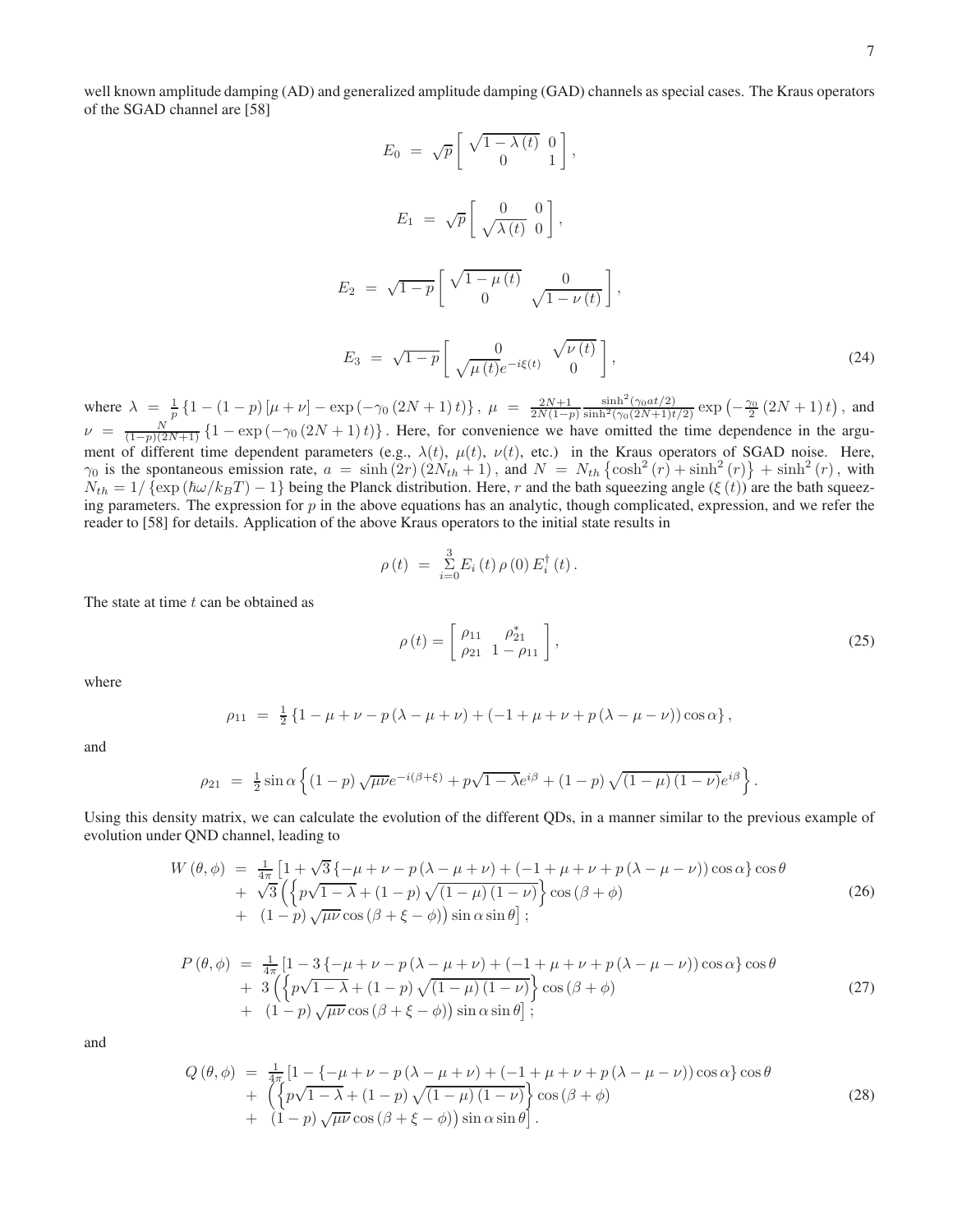well known amplitude damping (AD) and generalized amplitude damping (GAD) channels as special cases. The Kraus operators of the SGAD channel are [58]

$$
\begin{aligned}
E_0 &= \sqrt{p}\begin{bmatrix} \sqrt{1-\lambda(t)} & 0 \\ 0 & 1 \end{bmatrix}, \\
E_1 &= \sqrt{p}\begin{bmatrix} 0 & 0 \\ \sqrt{\lambda(t)} & 0 \end{bmatrix}, \\
E_2 &= \sqrt{1-p}\begin{bmatrix} \sqrt{1-\mu(t)} & 0 \\ 0 & \sqrt{1-\nu(t)} \end{bmatrix}, \\
E_3 &= \sqrt{1-p}\begin{bmatrix} 0 & \sqrt{\nu(t)} \\ \sqrt{\mu(t)}e^{-i\xi(t)} & 0 \end{bmatrix},
\end{aligned} \tag{24}
$$

where $\lambda = \frac{1}{p}\left\{1-(1-p)\left[\mu+\nu\right]-\exp\left(-\gamma_0\left(2N+1\right)t\right)\right\}$, $\mu = \frac{2N+1}{2N(1-p)}\frac{\sinh^2(\gamma_0 at/2)}{\sinh^2(\gamma_0(2N+1)t/2)}\exp\left(-\frac{\gamma_0}{2}\left(2N+1\right)t\right)$, and $\nu = \frac{N}{(1-p)(2N+1)}\left\{1-\exp\left(-\gamma_0\left(2N+1\right)t\right)\right\}$. Here, for convenience we have omitted the time dependence in the argument of different time dependent parameters (e.g., $\lambda(t)$, $\mu(t)$, $\nu(t)$, etc.) in the Kraus operators of SGAD noise. Here, $\gamma_0$ is the spontaneous emission rate, $a = \sinh(2r)\left(2N_{th}+1\right)$, and $N = N_{th}\left\{\cosh^2(r)+\sinh^2(r)\right\}+\sinh^2(r)$, with $N_{th} = 1/\left\{\exp\left(\hbar\omega/k_BT\right)-1\right\}$ being the Planck distribution. Here, $r$ and the bath squeezing angle ($\xi(t)$) are the bath squeezing parameters. The expression for $p$ in the above equations has an analytic, though complicated, expression, and we refer the reader to [58] for details. Application of the above Kraus operators to the initial state results in

$$
\rho(t) = \sum_{i=0}^{3} E_i(t)\,\rho(0)\,E_i^{\dagger}(t).
$$

The state at time $t$ can be obtained as

$$
\rho(t) = \begin{bmatrix} \rho_{11} & \rho_{21}^{*} \\ \rho_{21} & 1-\rho_{11} \end{bmatrix}, \tag{25}
$$

where

$$
\rho_{11} = \tfrac{1}{2}\left\{1-\mu+\nu-p\left(\lambda-\mu+\nu\right)+\left(-1+\mu+\nu+p\left(\lambda-\mu-\nu\right)\right)\cos\alpha\right\},
$$

and

$$
\rho_{21} = \tfrac{1}{2}\sin\alpha\left\{(1-p)\sqrt{\mu\nu}e^{-i(\beta+\xi)}+p\sqrt{1-\lambda}e^{i\beta}+(1-p)\sqrt{(1-\mu)(1-\nu)}e^{i\beta}\right\}.
$$

Using this density matrix, we can calculate the evolution of the different QDs, in a manner similar to the previous example of evolution under QND channel, leading to

$$
\begin{aligned}
W(\theta,\phi) &= \tfrac{1}{4\pi}\Big[1+\sqrt{3}\left\{-\mu+\nu-p\left(\lambda-\mu+\nu\right)+\left(-1+\mu+\nu+p\left(\lambda-\mu-\nu\right)\right)\cos\alpha\right\}\cos\theta \\
&+ \sqrt{3}\left(\left\{p\sqrt{1-\lambda}+(1-p)\sqrt{(1-\mu)(1-\nu)}\right\}\cos(\beta+\phi)\right. \\
&+ \left.(1-p)\sqrt{\mu\nu}\cos(\beta+\xi-\phi)\right)\sin\alpha\sin\theta\Big];
\end{aligned} \tag{26}
$$

$$
\begin{aligned}
P(\theta,\phi) &= \tfrac{1}{4\pi}\Big[1-3\left\{-\mu+\nu-p\left(\lambda-\mu+\nu\right)+\left(-1+\mu+\nu+p\left(\lambda-\mu-\nu\right)\right)\cos\alpha\right\}\cos\theta \\
&+ 3\left(\left\{p\sqrt{1-\lambda}+(1-p)\sqrt{(1-\mu)(1-\nu)}\right\}\cos(\beta+\phi)\right. \\
&+ \left.(1-p)\sqrt{\mu\nu}\cos(\beta+\xi-\phi)\right)\sin\alpha\sin\theta\Big];
\end{aligned} \tag{27}
$$

and

$$
\begin{aligned}
Q(\theta,\phi) &= \tfrac{1}{4\pi}\Big[1-\left\{-\mu+\nu-p\left(\lambda-\mu+\nu\right)+\left(-1+\mu+\nu+p\left(\lambda-\mu-\nu\right)\right)\cos\alpha\right\}\cos\theta \\
&+ \left(\left\{p\sqrt{1-\lambda}+(1-p)\sqrt{(1-\mu)(1-\nu)}\right\}\cos(\beta+\phi)\right. \\
&+ \left.(1-p)\sqrt{\mu\nu}\cos(\beta+\xi-\phi)\right)\sin\alpha\sin\theta\Big].
\end{aligned} \tag{28}
$$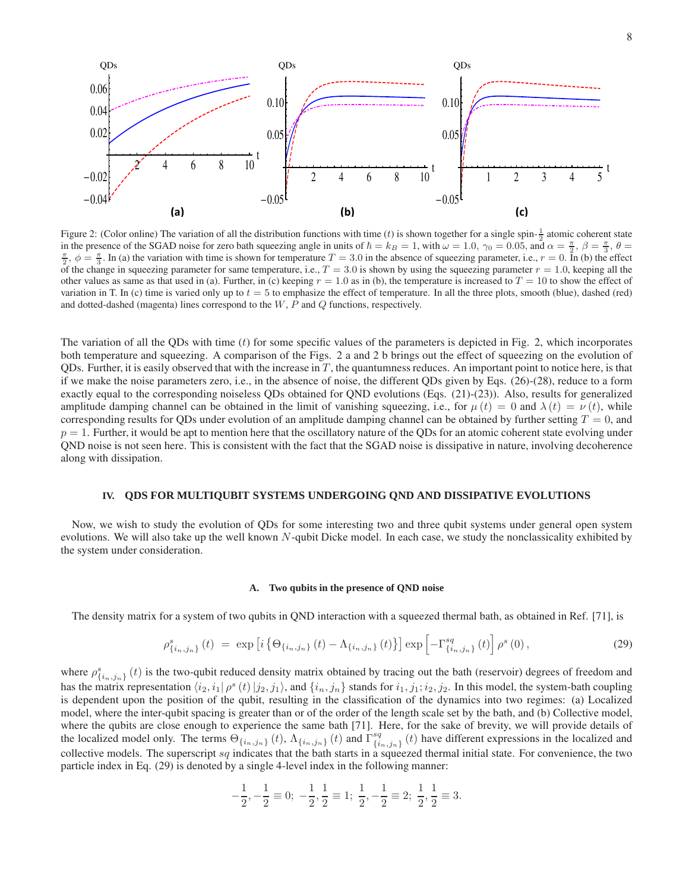Figure 2: (Color online) The variation of all the distribution functions with time ($t$) is shown together for a single spin-$\frac{1}{2}$ atomic coherent state in the presence of the SGAD noise for zero bath squeezing angle in units of $\hbar = k_B = 1$, with $\omega = 1.0$, $\gamma_0 = 0.05$, and $\alpha = \frac{\pi}{2}$, $\beta = \frac{\pi}{3}$, $\theta = \frac{\pi}{2}$, $\phi = \frac{\pi}{3}$. In (a) the variation with time is shown for temperature $T = 3.0$ in the absence of squeezing parameter, i.e., $r = 0$. In (b) the effect of the change in squeezing parameter for same temperature, i.e., $T = 3.0$ is shown by using the squeezing parameter $r = 1.0$, keeping all the other values as same as that used in (a). Further, in (c) keeping $r = 1.0$ as in (b), the temperature is increased to $T = 10$ to show the effect of variation in T. In (c) time is varied only up to $t = 5$ to emphasize the effect of temperature. In all the three plots, smooth (blue), dashed (red) and dotted-dashed (magenta) lines correspond to the $W$, $P$ and $Q$ functions, respectively.

The variation of all the QDs with time ($t$) for some specific values of the parameters is depicted in Fig. 2, which incorporates both temperature and squeezing. A comparison of the Figs. 2 a and 2 b brings out the effect of squeezing on the evolution of QDs. Further, it is easily observed that with the increase in $T$, the quantumness reduces. An important point to notice here, is that if we make the noise parameters zero, i.e., in the absence of noise, the different QDs given by Eqs. (26)-(28), reduce to a form exactly equal to the corresponding noiseless QDs obtained for QND evolutions (Eqs. (21)-(23)). Also, results for generalized amplitude damping channel can be obtained in the limit of vanishing squeezing, i.e., for $\mu(t) = 0$ and $\lambda(t) = \nu(t)$, while corresponding results for QDs under evolution of an amplitude damping channel can be obtained by further setting $T = 0$, and $p = 1$. Further, it would be apt to mention here that the oscillatory nature of the QDs for an atomic coherent state evolving under QND noise is not seen here. This is consistent with the fact that the SGAD noise is dissipative in nature, involving decoherence along with dissipation.

## IV. QDS FOR MULTIQUBIT SYSTEMS UNDERGOING QND AND DISSIPATIVE EVOLUTIONS

Now, we wish to study the evolution of QDs for some interesting two and three qubit systems under general open system evolutions. We will also take up the well known $N$-qubit Dicke model. In each case, we study the nonclassicality exhibited by the system under consideration.

### A. Two qubits in the presence of QND noise

The density matrix for a system of two qubits in QND interaction with a squeezed thermal bath, as obtained in Ref. [71], is

$$\rho^s_{\{i_n,j_n\}}(t) = \exp\left[i\left\{\Theta_{\{i_n,j_n\}}(t) - \Lambda_{\{i_n,j_n\}}(t)\right\}\right]\exp\left[-\Gamma^{sq}_{\{i_n,j_n\}}(t)\right]\rho^s(0), \tag{29}$$

where $\rho^s_{\{i_n,j_n\}}(t)$ is the two-qubit reduced density matrix obtained by tracing out the bath (reservoir) degrees of freedom and has the matrix representation $\langle i_2, i_1|\rho^s(t)|j_2, j_1\rangle$, and $\{i_n, j_n\}$ stands for $i_1, j_1; i_2, j_2$. In this model, the system-bath coupling is dependent upon the position of the qubit, resulting in the classification of the dynamics into two regimes: (a) Localized model, where the inter-qubit spacing is greater than or of the order of the length scale set by the bath, and (b) Collective model, where the qubits are close enough to experience the same bath [71]. Here, for the sake of brevity, we will provide details of the localized model only. The terms $\Theta_{\{i_n,j_n\}}(t)$, $\Lambda_{\{i_n,j_n\}}(t)$ and $\Gamma^{sq}_{\{i_n,j_n\}}(t)$ have different expressions in the localized and collective models. The superscript $sq$ indicates that the bath starts in a squeezed thermal initial state. For convenience, the two particle index in Eq. (29) is denoted by a single 4-level index in the following manner:

$$-\frac{1}{2}, -\frac{1}{2} \equiv 0;\ -\frac{1}{2}, \frac{1}{2} \equiv 1;\ \frac{1}{2}, -\frac{1}{2} \equiv 2;\ \frac{1}{2}, \frac{1}{2} \equiv 3.$$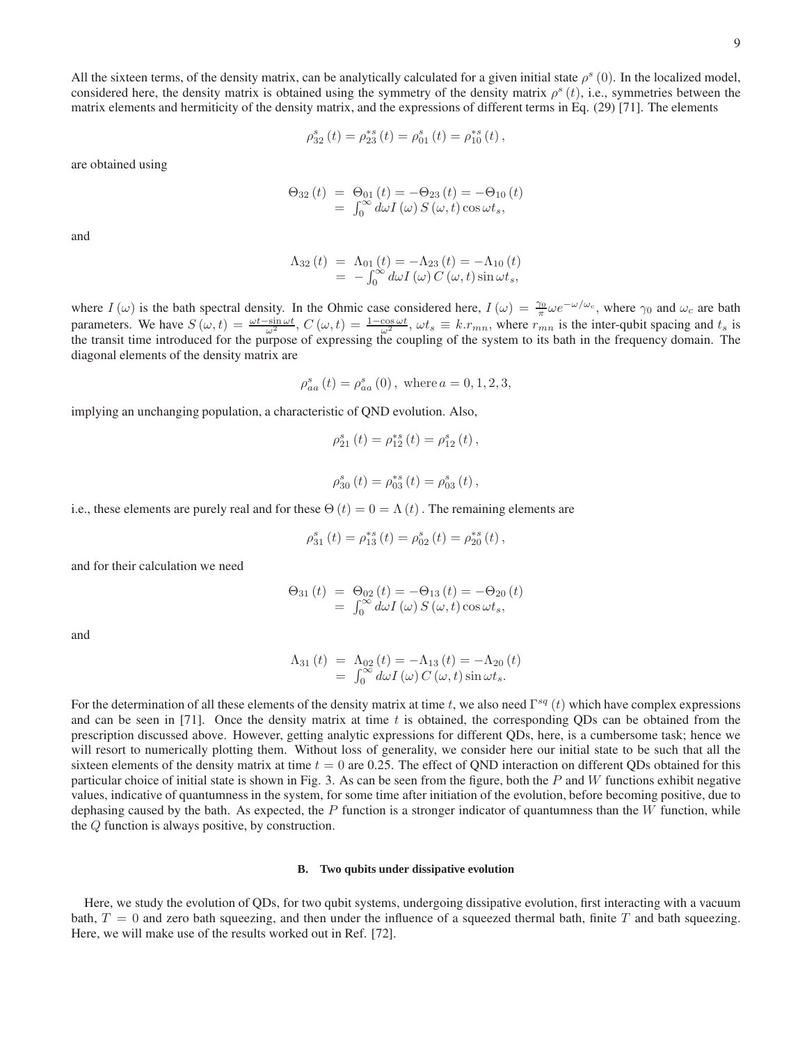All the sixteen terms, of the density matrix, can be analytically calculated for a given initial state $\rho^s(0)$. In the localized model, considered here, the density matrix is obtained using the symmetry of the density matrix $\rho^s(t)$, i.e., symmetries between the matrix elements and hermiticity of the density matrix, and the expressions of different terms in Eq. (29) [71]. The elements

$$\rho_{32}^s(t) = \rho_{23}^{*s}(t) = \rho_{01}^s(t) = \rho_{10}^{*s}(t),$$

are obtained using

$$\begin{aligned}\Theta_{32}(t) &= \Theta_{01}(t) = -\Theta_{23}(t) = -\Theta_{10}(t) \\ &= \int_0^\infty d\omega I(\omega) S(\omega, t) \cos \omega t_s,\end{aligned}$$

and

$$\begin{aligned}\Lambda_{32}(t) &= \Lambda_{01}(t) = -\Lambda_{23}(t) = -\Lambda_{10}(t) \\ &= -\int_0^\infty d\omega I(\omega) C(\omega, t) \sin \omega t_s,\end{aligned}$$

where $I(\omega)$ is the bath spectral density. In the Ohmic case considered here, $I(\omega) = \frac{\gamma_0}{\pi}\omega e^{-\omega/\omega_c}$, where $\gamma_0$ and $\omega_c$ are bath parameters. We have $S(\omega, t) = \frac{\omega t - \sin \omega t}{\omega^2}$, $C(\omega, t) = \frac{1 - \cos \omega t}{\omega^2}$, $\omega t_s \equiv k.r_{mn}$, where $r_{mn}$ is the inter-qubit spacing and $t_s$ is the transit time introduced for the purpose of expressing the coupling of the system to its bath in the frequency domain. The diagonal elements of the density matrix are

$$\rho_{aa}^s(t) = \rho_{aa}^s(0), \text{ where } a = 0, 1, 2, 3,$$

implying an unchanging population, a characteristic of QND evolution. Also,

$$\rho_{21}^s(t) = \rho_{12}^{*s}(t) = \rho_{12}^s(t),$$

$$\rho_{30}^s(t) = \rho_{03}^{*s}(t) = \rho_{03}^s(t),$$

i.e., these elements are purely real and for these $\Theta(t) = 0 = \Lambda(t)$. The remaining elements are

$$\rho_{31}^s(t) = \rho_{13}^{*s}(t) = \rho_{02}^s(t) = \rho_{20}^{*s}(t),$$

and for their calculation we need

$$\begin{aligned}\Theta_{31}(t) &= \Theta_{02}(t) = -\Theta_{13}(t) = -\Theta_{20}(t) \\ &= \int_0^\infty d\omega I(\omega) S(\omega, t) \cos \omega t_s,\end{aligned}$$

and

$$\begin{aligned}\Lambda_{31}(t) &= \Lambda_{02}(t) = -\Lambda_{13}(t) = -\Lambda_{20}(t) \\ &= \int_0^\infty d\omega I(\omega) C(\omega, t) \sin \omega t_s.\end{aligned}$$

For the determination of all these elements of the density matrix at time $t$, we also need $\Gamma^{sq}(t)$ which have complex expressions and can be seen in [71]. Once the density matrix at time $t$ is obtained, the corresponding QDs can be obtained from the prescription discussed above. However, getting analytic expressions for different QDs, here, is a cumbersome task; hence we will resort to numerically plotting them. Without loss of generality, we consider here our initial state to be such that all the sixteen elements of the density matrix at time $t = 0$ are 0.25. The effect of QND interaction on different QDs obtained for this particular choice of initial state is shown in Fig. 3. As can be seen from the figure, both the $P$ and $W$ functions exhibit negative values, indicative of quantumness in the system, for some time after initiation of the evolution, before becoming positive, due to dephasing caused by the bath. As expected, the $P$ function is a stronger indicator of quantumness than the $W$ function, while the $Q$ function is always positive, by construction.

### B. Two qubits under dissipative evolution

Here, we study the evolution of QDs, for two qubit systems, undergoing dissipative evolution, first interacting with a vacuum bath, $T = 0$ and zero bath squeezing, and then under the influence of a squeezed thermal bath, finite $T$ and bath squeezing. Here, we will make use of the results worked out in Ref. [72].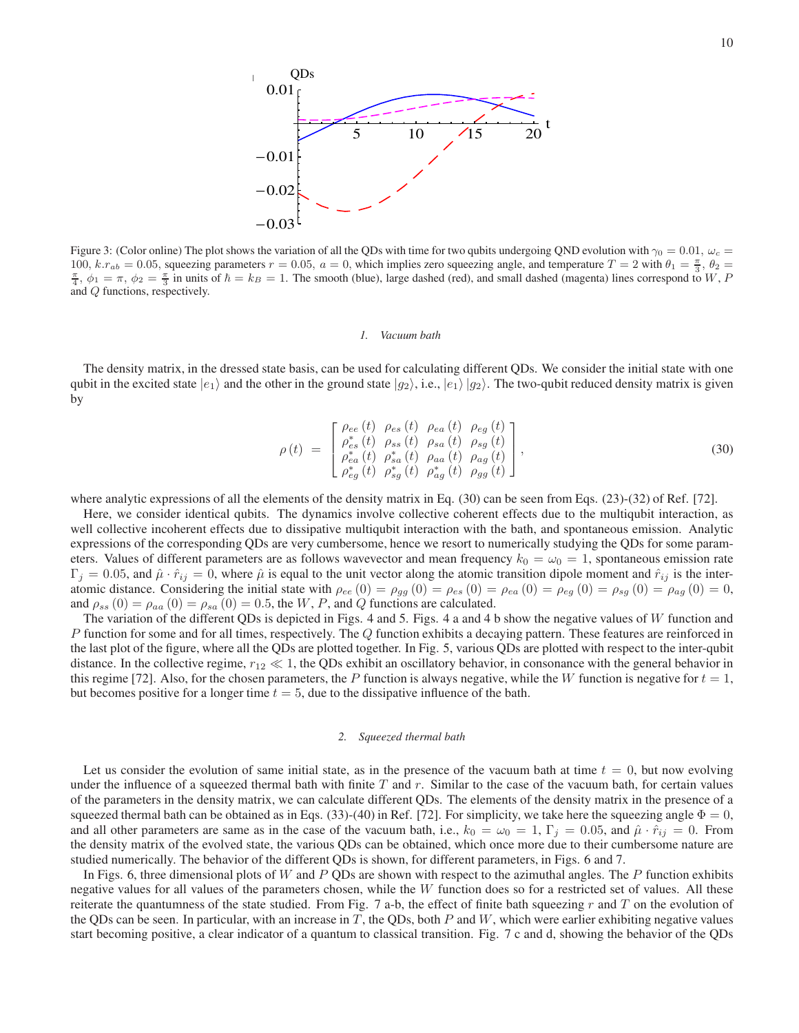Figure 3: (Color online) The plot shows the variation of all the QDs with time for two qubits undergoing QND evolution with $\gamma_0 = 0.01$, $\omega_c = 100$, $k.r_{ab} = 0.05$, squeezing parameters $r = 0.05$, $a = 0$, which implies zero squeezing angle, and temperature $T = 2$ with $\theta_1 = \frac{\pi}{3}$, $\theta_2 = \frac{\pi}{4}$, $\phi_1 = \pi$, $\phi_2 = \frac{\pi}{3}$ in units of $\hbar = k_B = 1$. The smooth (blue), large dashed (red), and small dashed (magenta) lines correspond to $W$, $P$ and $Q$ functions, respectively.

#### 1. Vacuum bath

The density matrix, in the dressed state basis, can be used for calculating different QDs. We consider the initial state with one qubit in the excited state $|e_1\rangle$ and the other in the ground state $|g_2\rangle$, i.e., $|e_1\rangle|g_2\rangle$. The two-qubit reduced density matrix is given by

$$\rho(t) = \begin{bmatrix} \rho_{ee}(t) & \rho_{es}(t) & \rho_{ea}(t) & \rho_{eg}(t) \\ \rho^*_{es}(t) & \rho_{ss}(t) & \rho_{sa}(t) & \rho_{sg}(t) \\ \rho^*_{ea}(t) & \rho^*_{sa}(t) & \rho_{aa}(t) & \rho_{ag}(t) \\ \rho^*_{eg}(t) & \rho^*_{sg}(t) & \rho^*_{ag}(t) & \rho_{gg}(t) \end{bmatrix}, \tag{30}$$

where analytic expressions of all the elements of the density matrix in Eq. (30) can be seen from Eqs. (23)-(32) of Ref. [72].

Here, we consider identical qubits. The dynamics involve collective coherent effects due to the multiqubit interaction, as well collective incoherent effects due to dissipative multiqubit interaction with the bath, and spontaneous emission. Analytic expressions of the corresponding QDs are very cumbersome, hence we resort to numerically studying the QDs for some parameters. Values of different parameters are as follows wavevector and mean frequency $k_0 = \omega_0 = 1$, spontaneous emission rate $\Gamma_j = 0.05$, and $\hat{\mu}\cdot\hat{r}_{ij} = 0$, where $\hat{\mu}$ is equal to the unit vector along the atomic transition dipole moment and $\hat{r}_{ij}$ is the inter-atomic distance. Considering the initial state with $\rho_{ee}(0) = \rho_{gg}(0) = \rho_{es}(0) = \rho_{ea}(0) = \rho_{eg}(0) = \rho_{sg}(0) = \rho_{ag}(0) = 0$, and $\rho_{ss}(0) = \rho_{aa}(0) = \rho_{sa}(0) = 0.5$, the $W$, $P$, and $Q$ functions are calculated.

The variation of the different QDs is depicted in Figs. 4 and 5. Figs. 4 a and 4 b show the negative values of $W$ function and $P$ function for some and for all times, respectively. The $Q$ function exhibits a decaying pattern. These features are reinforced in the last plot of the figure, where all the QDs are plotted together. In Fig. 5, various QDs are plotted with respect to the inter-qubit distance. In the collective regime, $r_{12} \ll 1$, the QDs exhibit an oscillatory behavior, in consonance with the general behavior in this regime [72]. Also, for the chosen parameters, the $P$ function is always negative, while the $W$ function is negative for $t = 1$, but becomes positive for a longer time $t = 5$, due to the dissipative influence of the bath.

#### 2. Squeezed thermal bath

Let us consider the evolution of same initial state, as in the presence of the vacuum bath at time $t = 0$, but now evolving under the influence of a squeezed thermal bath with finite $T$ and $r$. Similar to the case of the vacuum bath, for certain values of the parameters in the density matrix, we can calculate different QDs. The elements of the density matrix in the presence of a squeezed thermal bath can be obtained as in Eqs. (33)-(40) in Ref. [72]. For simplicity, we take here the squeezing angle $\Phi = 0$, and all other parameters are same as in the case of the vacuum bath, i.e., $k_0 = \omega_0 = 1$, $\Gamma_j = 0.05$, and $\hat{\mu}\cdot\hat{r}_{ij} = 0$. From the density matrix of the evolved state, the various QDs can be obtained, which once more due to their cumbersome nature are studied numerically. The behavior of the different QDs is shown, for different parameters, in Figs. 6 and 7.

In Figs. 6, three dimensional plots of $W$ and $P$ QDs are shown with respect to the azimuthal angles. The $P$ function exhibits negative values for all values of the parameters chosen, while the $W$ function does so for a restricted set of values. All these reiterate the quantumness of the state studied. From Fig. 7 a-b, the effect of finite bath squeezing $r$ and $T$ on the evolution of the QDs can be seen. In particular, with an increase in $T$, the QDs, both $P$ and $W$, which were earlier exhibiting negative values start becoming positive, a clear indicator of a quantum to classical transition. Fig. 7 c and d, showing the behavior of the QDs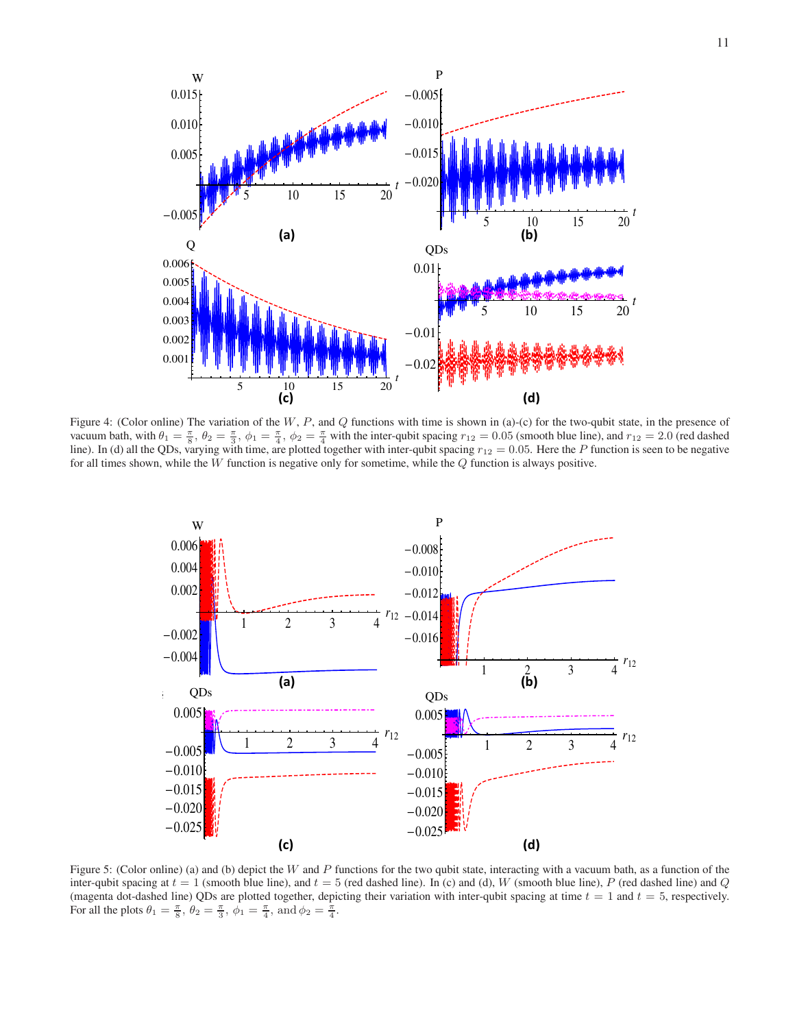Figure 4: (Color online) The variation of the $W$, $P$, and $Q$ functions with time is shown in (a)-(c) for the two-qubit state, in the presence of vacuum bath, with $\theta_1 = \frac{\pi}{8}$, $\theta_2 = \frac{\pi}{3}$, $\phi_1 = \frac{\pi}{4}$, $\phi_2 = \frac{\pi}{4}$ with the inter-qubit spacing $r_{12} = 0.05$ (smooth blue line), and $r_{12} = 2.0$ (red dashed line). In (d) all the QDs, varying with time, are plotted together with inter-qubit spacing $r_{12} = 0.05$. Here the $P$ function is seen to be negative for all times shown, while the $W$ function is negative only for sometime, while the $Q$ function is always positive.

Figure 5: (Color online) (a) and (b) depict the $W$ and $P$ functions for the two qubit state, interacting with a vacuum bath, as a function of the inter-qubit spacing at $t = 1$ (smooth blue line), and $t = 5$ (red dashed line). In (c) and (d), $W$ (smooth blue line), $P$ (red dashed line) and $Q$ (magenta dot-dashed line) QDs are plotted together, depicting their variation with inter-qubit spacing at time $t = 1$ and $t = 5$, respectively. For all the plots $\theta_1 = \frac{\pi}{8}$, $\theta_2 = \frac{\pi}{3}$, $\phi_1 = \frac{\pi}{4}$, and $\phi_2 = \frac{\pi}{4}$.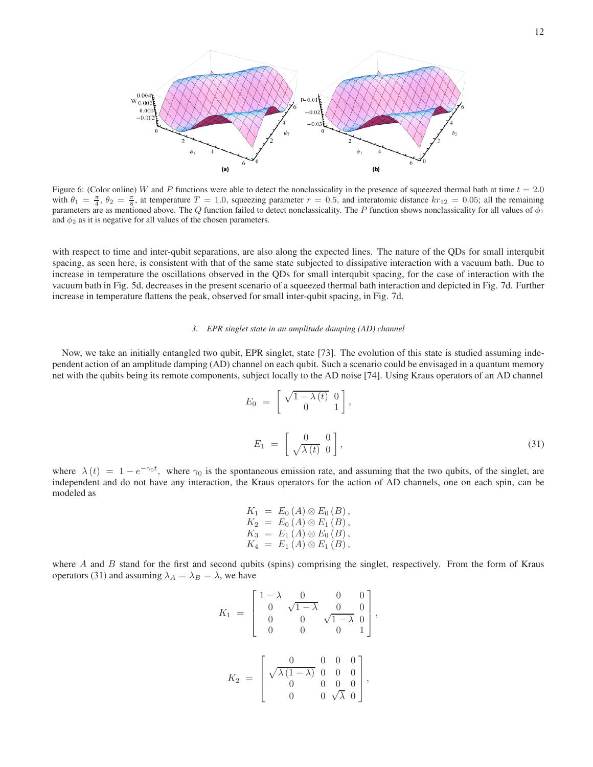Figure 6: (Color online) $W$ and $P$ functions were able to detect the nonclassicality in the presence of squeezed thermal bath at time $t = 2.0$ with $\theta_1 = \frac{\pi}{4}$, $\theta_2 = \frac{\pi}{8}$, at temperature $T = 1.0$, squeezing parameter $r = 0.5$, and interatomic distance $kr_{12} = 0.05$; all the remaining parameters are as mentioned above. The $Q$ function failed to detect nonclassicality. The $P$ function shows nonclassicality for all values of $\phi_1$ and $\phi_2$ as it is negative for all values of the chosen parameters.

with respect to time and inter-qubit separations, are also along the expected lines. The nature of the QDs for small interqubit spacing, as seen here, is consistent with that of the same state subjected to dissipative interaction with a vacuum bath. Due to increase in temperature the oscillations observed in the QDs for small interqubit spacing, for the case of interaction with the vacuum bath in Fig. 5d, decreases in the present scenario of a squeezed thermal bath interaction and depicted in Fig. 7d. Further increase in temperature flattens the peak, observed for small inter-qubit spacing, in Fig. 7d.

### 3. EPR singlet state in an amplitude damping (AD) channel

Now, we take an initially entangled two qubit, EPR singlet, state [73]. The evolution of this state is studied assuming independent action of an amplitude damping (AD) channel on each qubit. Such a scenario could be envisaged in a quantum memory net with the qubits being its remote components, subject locally to the AD noise [74]. Using Kraus operators of an AD channel

$$E_0 = \begin{bmatrix} \sqrt{1-\lambda(t)} & 0 \\ 0 & 1 \end{bmatrix},$$

$$E_1 = \begin{bmatrix} 0 & 0 \\ \sqrt{\lambda(t)} & 0 \end{bmatrix}, \tag{31}$$

where $\lambda(t) = 1 - e^{-\gamma_0 t}$, where $\gamma_0$ is the spontaneous emission rate, and assuming that the two qubits, of the singlet, are independent and do not have any interaction, the Kraus operators for the action of AD channels, one on each spin, can be modeled as

$$\begin{aligned}
K_1 &= E_0(A) \otimes E_0(B), \\
K_2 &= E_0(A) \otimes E_1(B), \\
K_3 &= E_1(A) \otimes E_0(B), \\
K_4 &= E_1(A) \otimes E_1(B),
\end{aligned}$$

where $A$ and $B$ stand for the first and second qubits (spins) comprising the singlet, respectively. From the form of Kraus operators (31) and assuming $\lambda_A = \lambda_B = \lambda$, we have

$$K_1 = \begin{bmatrix} 1-\lambda & 0 & 0 & 0 \\ 0 & \sqrt{1-\lambda} & 0 & 0 \\ 0 & 0 & \sqrt{1-\lambda} & 0 \\ 0 & 0 & 0 & 1 \end{bmatrix},$$

$$K_2 = \begin{bmatrix} 0 & 0 & 0 & 0 \\ \sqrt{\lambda(1-\lambda)} & 0 & 0 & 0 \\ 0 & 0 & 0 & 0 \\ 0 & 0 & \sqrt{\lambda} & 0 \end{bmatrix},$$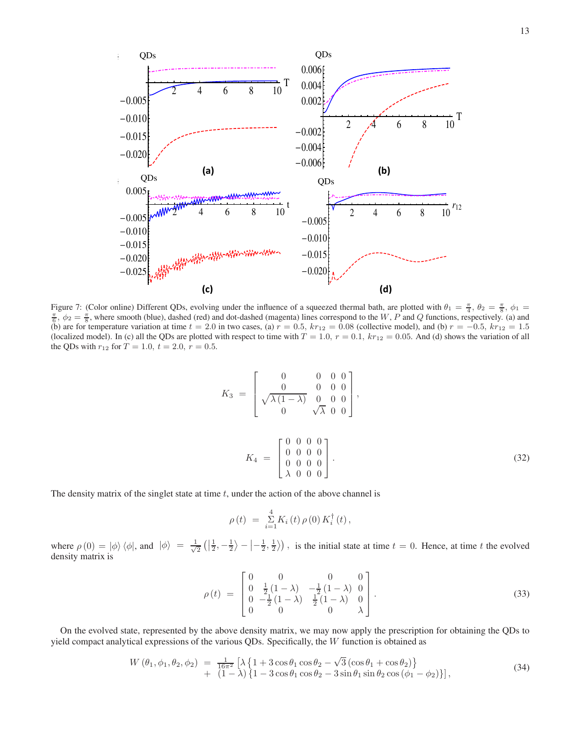Figure 7: (Color online) Different QDs, evolving under the influence of a squeezed thermal bath, are plotted with $\theta_1 = \frac{\pi}{4}$, $\theta_2 = \frac{\pi}{8}$, $\phi_1 = \frac{\pi}{6}$, $\phi_2 = \frac{\pi}{8}$, where smooth (blue), dashed (red) and dot-dashed (magenta) lines correspond to the $W$, $P$ and $Q$ functions, respectively. (a) and (b) are for temperature variation at time $t = 2.0$ in two cases, (a) $r = 0.5$, $kr_{12} = 0.08$ (collective model), and (b) $r = -0.5$, $kr_{12} = 1.5$ (localized model). In (c) all the QDs are plotted with respect to time with $T = 1.0$, $r = 0.1$, $kr_{12} = 0.05$. And (d) shows the variation of all the QDs with $r_{12}$ for $T = 1.0$, $t = 2.0$, $r = 0.5$.

$$K_3 = \begin{bmatrix} 0 & 0 & 0 & 0 \\ 0 & 0 & 0 & 0 \\ \sqrt{\lambda(1-\lambda)} & 0 & 0 & 0 \\ 0 & \sqrt{\lambda} & 0 & 0 \end{bmatrix},$$

$$K_4 = \begin{bmatrix} 0 & 0 & 0 & 0 \\ 0 & 0 & 0 & 0 \\ 0 & 0 & 0 & 0 \\ \lambda & 0 & 0 & 0 \end{bmatrix}. \tag{32}$$

The density matrix of the singlet state at time $t$, under the action of the above channel is

$$\rho(t) = \sum_{i=1}^{4} K_i(t)\,\rho(0)\,K_i^{\dagger}(t),$$

where $\rho(0) = |\phi\rangle\langle\phi|$, and $|\phi\rangle = \frac{1}{\sqrt{2}}\left(\left|\frac{1}{2}, -\frac{1}{2}\right\rangle - \left|-\frac{1}{2}, \frac{1}{2}\right\rangle\right)$, is the initial state at time $t = 0$. Hence, at time $t$ the evolved density matrix is

$$\rho(t) = \begin{bmatrix} 0 & 0 & 0 & 0 \\ 0 & \frac{1}{2}(1-\lambda) & -\frac{1}{2}(1-\lambda) & 0 \\ 0 & -\frac{1}{2}(1-\lambda) & \frac{1}{2}(1-\lambda) & 0 \\ 0 & 0 & 0 & \lambda \end{bmatrix}. \tag{33}$$

On the evolved state, represented by the above density matrix, we may now apply the prescription for obtaining the QDs to yield compact analytical expressions of the various QDs. Specifically, the $W$ function is obtained as

$$\begin{aligned} W(\theta_1, \phi_1, \theta_2, \phi_2) &= \tfrac{1}{16\pi^2}\left[\lambda\left\{1 + 3\cos\theta_1\cos\theta_2 - \sqrt{3}\left(\cos\theta_1 + \cos\theta_2\right)\right\}\right. \\ &+ \left.(1-\lambda)\left\{1 - 3\cos\theta_1\cos\theta_2 - 3\sin\theta_1\sin\theta_2\cos(\phi_1 - \phi_2)\right\}\right], \end{aligned} \tag{34}$$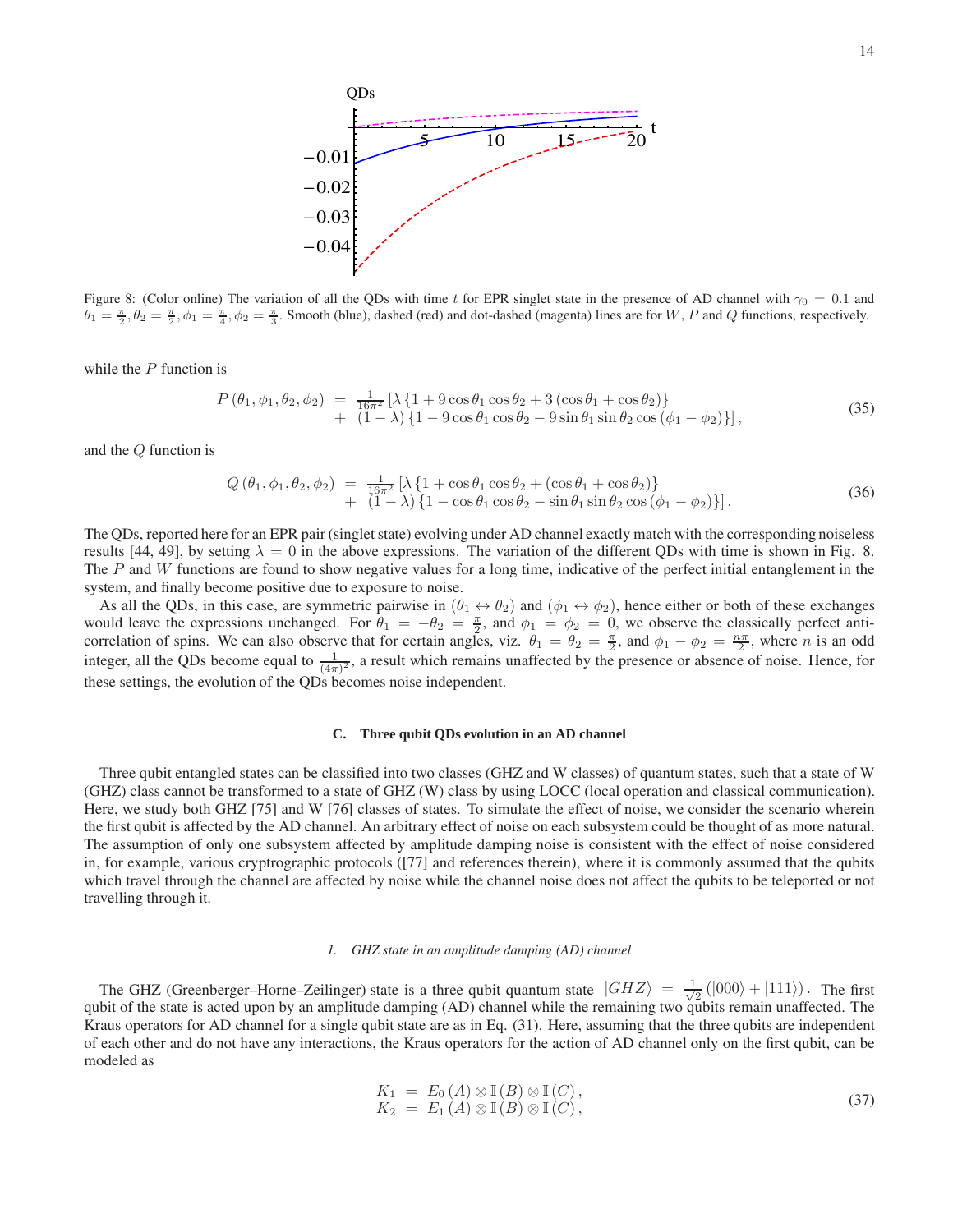Figure 8: (Color online) The variation of all the QDs with time $t$ for EPR singlet state in the presence of AD channel with $\gamma_0 = 0.1$ and $\theta_1 = \frac{\pi}{2}, \theta_2 = \frac{\pi}{2}, \phi_1 = \frac{\pi}{4}, \phi_2 = \frac{\pi}{3}$. Smooth (blue), dashed (red) and dot-dashed (magenta) lines are for $W$, $P$ and $Q$ functions, respectively.

while the $P$ function is

$$
\begin{array}{lcl}
P\left(\theta_1,\phi_1,\theta_2,\phi_2\right) & = & \frac{1}{16\pi^2}\left[\lambda\left\{1+9\cos\theta_1\cos\theta_2+3\left(\cos\theta_1+\cos\theta_2\right)\right\}\right. \\
 & + & \left.\left(1-\lambda\right)\left\{1-9\cos\theta_1\cos\theta_2-9\sin\theta_1\sin\theta_2\cos\left(\phi_1-\phi_2\right)\right\}\right],
\end{array}
\tag{35}
$$

and the $Q$ function is

$$
\begin{array}{lcl}
Q\left(\theta_1,\phi_1,\theta_2,\phi_2\right) & = & \frac{1}{16\pi^2}\left[\lambda\left\{1+\cos\theta_1\cos\theta_2+\left(\cos\theta_1+\cos\theta_2\right)\right\}\right. \\
 & + & \left.\left(1-\lambda\right)\left\{1-\cos\theta_1\cos\theta_2-\sin\theta_1\sin\theta_2\cos\left(\phi_1-\phi_2\right)\right\}\right].
\end{array}
\tag{36}
$$

The QDs, reported here for an EPR pair (singlet state) evolving under AD channel exactly match with the corresponding noiseless results [44, 49], by setting $\lambda = 0$ in the above expressions. The variation of the different QDs with time is shown in Fig. 8. The $P$ and $W$ functions are found to show negative values for a long time, indicative of the perfect initial entanglement in the system, and finally become positive due to exposure to noise.

As all the QDs, in this case, are symmetric pairwise in $(\theta_1 \leftrightarrow \theta_2)$ and $(\phi_1 \leftrightarrow \phi_2)$, hence either or both of these exchanges would leave the expressions unchanged. For $\theta_1 = -\theta_2 = \frac{\pi}{2}$, and $\phi_1 = \phi_2 = 0$, we observe the classically perfect anti-correlation of spins. We can also observe that for certain angles, viz. $\theta_1 = \theta_2 = \frac{\pi}{2}$, and $\phi_1 - \phi_2 = \frac{n\pi}{2}$, where $n$ is an odd integer, all the QDs become equal to $\frac{1}{(4\pi)^2}$, a result which remains unaffected by the presence or absence of noise. Hence, for these settings, the evolution of the QDs becomes noise independent.

### C. Three qubit QDs evolution in an AD channel

Three qubit entangled states can be classified into two classes (GHZ and W classes) of quantum states, such that a state of W (GHZ) class cannot be transformed to a state of GHZ (W) class by using LOCC (local operation and classical communication). Here, we study both GHZ [75] and W [76] classes of states. To simulate the effect of noise, we consider the scenario wherein the first qubit is affected by the AD channel. An arbitrary effect of noise on each subsystem could be thought of as more natural. The assumption of only one subsystem affected by amplitude damping noise is consistent with the effect of noise considered in, for example, various cryptrographic protocols ([77] and references therein), where it is commonly assumed that the qubits which travel through the channel are affected by noise while the channel noise does not affect the qubits to be teleported or not travelling through it.

#### 1. GHZ state in an amplitude damping (AD) channel

The GHZ (Greenberger–Horne–Zeilinger) state is a three qubit quantum state $|GHZ\rangle = \frac{1}{\sqrt{2}}\left(|000\rangle + |111\rangle\right)$. The first qubit of the state is acted upon by an amplitude damping (AD) channel while the remaining two qubits remain unaffected. The Kraus operators for AD channel for a single qubit state are as in Eq. (31). Here, assuming that the three qubits are independent of each other and do not have any interactions, the Kraus operators for the action of AD channel only on the first qubit, can be modeled as

$$
\begin{array}{lcl}
K_1 & = & E_0\left(A\right)\otimes\mathbb{I}\left(B\right)\otimes\mathbb{I}\left(C\right), \\
K_2 & = & E_1\left(A\right)\otimes\mathbb{I}\left(B\right)\otimes\mathbb{I}\left(C\right),
\end{array}
\tag{37}
$$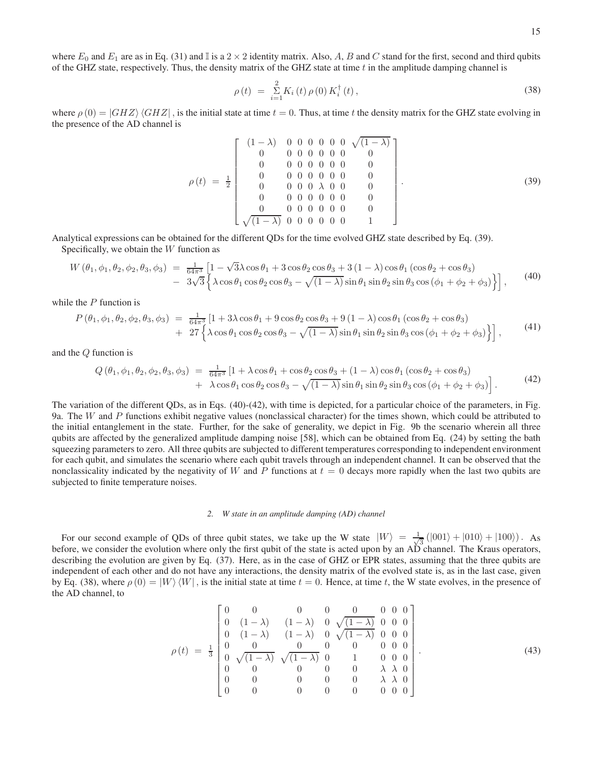where $E_0$ and $E_1$ are as in Eq. (31) and $\mathbb{I}$ is a $2 \times 2$ identity matrix. Also, $A$, $B$ and $C$ stand for the first, second and third qubits of the GHZ state, respectively. Thus, the density matrix of the GHZ state at time $t$ in the amplitude damping channel is

$$\rho(t) \;=\; \sum_{i=1}^{2} K_i(t)\,\rho(0)\,K_i^{\dagger}(t), \tag{38}$$

where $\rho(0) = |GHZ\rangle\langle GHZ|$, is the initial state at time $t = 0$. Thus, at time $t$ the density matrix for the GHZ state evolving in the presence of the AD channel is

$$\rho(t) \;=\; \frac{1}{2}\begin{bmatrix} (1-\lambda) & 0 & 0 & 0 & 0 & 0 & 0 & \sqrt{(1-\lambda)} \\ 0 & 0 & 0 & 0 & 0 & 0 & 0 & 0 \\ 0 & 0 & 0 & 0 & 0 & 0 & 0 & 0 \\ 0 & 0 & 0 & 0 & 0 & 0 & 0 & 0 \\ 0 & 0 & 0 & 0 & \lambda & 0 & 0 & 0 \\ 0 & 0 & 0 & 0 & 0 & 0 & 0 & 0 \\ 0 & 0 & 0 & 0 & 0 & 0 & 0 & 0 \\ \sqrt{(1-\lambda)} & 0 & 0 & 0 & 0 & 0 & 0 & 1 \end{bmatrix}. \tag{39}$$

Analytical expressions can be obtained for the different QDs for the time evolved GHZ state described by Eq. (39).

Specifically, we obtain the $W$ function as

$$\begin{array}{lcl} W(\theta_1,\phi_1,\theta_2,\phi_2,\theta_3,\phi_3) & = & \frac{1}{64\pi^3}\left[1 - \sqrt{3}\lambda\cos\theta_1 + 3\cos\theta_2\cos\theta_3 + 3(1-\lambda)\cos\theta_1(\cos\theta_2+\cos\theta_3)\right. \\ & - & \left. 3\sqrt{3}\left\{\lambda\cos\theta_1\cos\theta_2\cos\theta_3 - \sqrt{(1-\lambda)}\sin\theta_1\sin\theta_2\sin\theta_3\cos(\phi_1+\phi_2+\phi_3)\right\}\right], \end{array} \tag{40}$$

while the $P$ function is

$$\begin{array}{lcl} P(\theta_1,\phi_1,\theta_2,\phi_2,\theta_3,\phi_3) & = & \frac{1}{64\pi^3}\left[1 + 3\lambda\cos\theta_1 + 9\cos\theta_2\cos\theta_3 + 9(1-\lambda)\cos\theta_1(\cos\theta_2+\cos\theta_3)\right. \\ & + & \left. 27\left\{\lambda\cos\theta_1\cos\theta_2\cos\theta_3 - \sqrt{(1-\lambda)}\sin\theta_1\sin\theta_2\sin\theta_3\cos(\phi_1+\phi_2+\phi_3)\right\}\right], \end{array} \tag{41}$$

and the $Q$ function is

$$\begin{array}{lcl} Q(\theta_1,\phi_1,\theta_2,\phi_2,\theta_3,\phi_3) & = & \frac{1}{64\pi^3}\left[1 + \lambda\cos\theta_1 + \cos\theta_2\cos\theta_3 + (1-\lambda)\cos\theta_1(\cos\theta_2+\cos\theta_3)\right. \\ & + & \left. \lambda\cos\theta_1\cos\theta_2\cos\theta_3 - \sqrt{(1-\lambda)}\sin\theta_1\sin\theta_2\sin\theta_3\cos(\phi_1+\phi_2+\phi_3)\right]. \end{array} \tag{42}$$

The variation of the different QDs, as in Eqs. (40)-(42), with time is depicted, for a particular choice of the parameters, in Fig. 9a. The $W$ and $P$ functions exhibit negative values (nonclassical character) for the times shown, which could be attributed to the initial entanglement in the state. Further, for the sake of generality, we depict in Fig. 9b the scenario wherein all three qubits are affected by the generalized amplitude damping noise [58], which can be obtained from Eq. (24) by setting the bath squeezing parameters to zero. All three qubits are subjected to different temperatures corresponding to independent environment for each qubit, and simulates the scenario where each qubit travels through an independent channel. It can be observed that the nonclassicality indicated by the negativity of $W$ and $P$ functions at $t = 0$ decays more rapidly when the last two qubits are subjected to finite temperature noises.

### *2. W state in an amplitude damping (AD) channel*

For our second example of QDs of three qubit states, we take up the W state $|W\rangle \;=\; \frac{1}{\sqrt{3}}(|001\rangle + |010\rangle + |100\rangle)$. As before, we consider the evolution where only the first qubit of the state is acted upon by an AD channel. The Kraus operators, describing the evolution are given by Eq. (37). Here, as in the case of GHZ or EPR states, assuming that the three qubits are independent of each other and do not have any interactions, the density matrix of the evolved state is, as in the last case, given by Eq. (38), where $\rho(0) = |W\rangle\langle W|$, is the initial state at time $t = 0$. Hence, at time $t$, the W state evolves, in the presence of the AD channel, to

$$\rho(t) \;=\; \frac{1}{3}\begin{bmatrix} 0 & 0 & 0 & 0 & 0 & 0 & 0 & 0 \\ 0 & (1-\lambda) & (1-\lambda) & 0 & \sqrt{(1-\lambda)} & 0 & 0 & 0 \\ 0 & (1-\lambda) & (1-\lambda) & 0 & \sqrt{(1-\lambda)} & 0 & 0 & 0 \\ 0 & 0 & 0 & 0 & 0 & 0 & 0 & 0 \\ 0 & \sqrt{(1-\lambda)} & \sqrt{(1-\lambda)} & 0 & 1 & 0 & 0 & 0 \\ 0 & 0 & 0 & 0 & 0 & \lambda & \lambda & 0 \\ 0 & 0 & 0 & 0 & 0 & \lambda & \lambda & 0 \\ 0 & 0 & 0 & 0 & 0 & 0 & 0 & 0 \end{bmatrix}. \tag{43}$$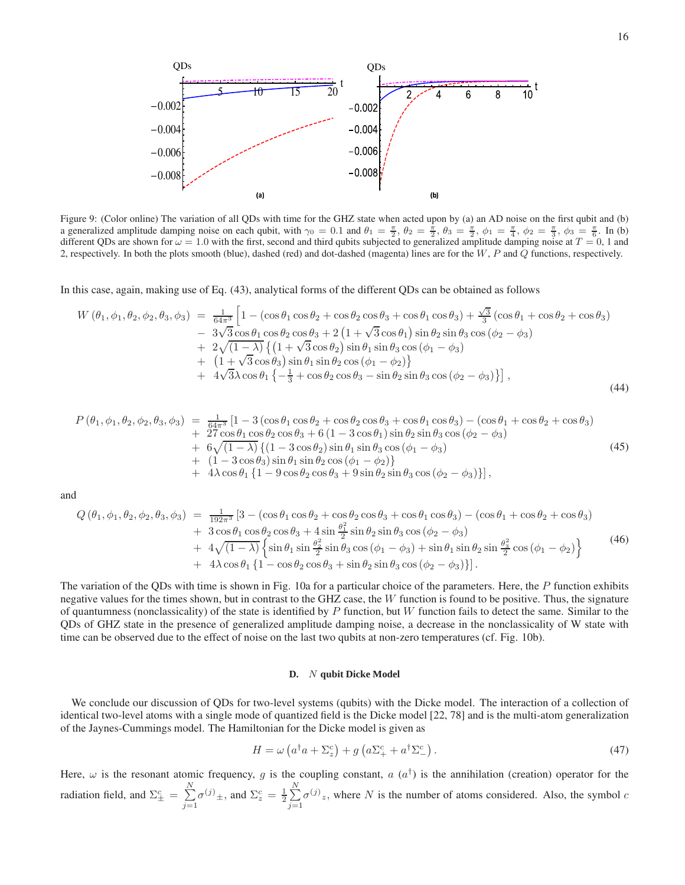Figure 9: (Color online) The variation of all QDs with time for the GHZ state when acted upon by (a) an AD noise on the first qubit and (b) a generalized amplitude damping noise on each qubit, with $\gamma_0 = 0.1$ and $\theta_1 = \frac{\pi}{2}$, $\theta_2 = \frac{\pi}{2}$, $\theta_3 = \frac{\pi}{2}$, $\phi_1 = \frac{\pi}{4}$, $\phi_2 = \frac{\pi}{3}$, $\phi_3 = \frac{\pi}{6}$. In (b) different QDs are shown for $\omega = 1.0$ with the first, second and third qubits subjected to generalized amplitude damping noise at $T = 0$, 1 and 2, respectively. In both the plots smooth (blue), dashed (red) and dot-dashed (magenta) lines are for the $W$, $P$ and $Q$ functions, respectively.

In this case, again, making use of Eq. (43), analytical forms of the different QDs can be obtained as follows

$$
\begin{array}{rcl}
W\left(\theta_1,\phi_1,\theta_2,\phi_2,\theta_3,\phi_3\right) & = & \frac{1}{64\pi^3}\Big[1-\left(\cos\theta_1\cos\theta_2+\cos\theta_2\cos\theta_3+\cos\theta_1\cos\theta_3\right)+\frac{\sqrt{3}}{3}\left(\cos\theta_1+\cos\theta_2+\cos\theta_3\right) \\
& - & 3\sqrt{3}\cos\theta_1\cos\theta_2\cos\theta_3+2\left(1+\sqrt{3}\cos\theta_1\right)\sin\theta_2\sin\theta_3\cos\left(\phi_2-\phi_3\right) \\
& + & 2\sqrt{(1-\lambda)}\left\{\left(1+\sqrt{3}\cos\theta_2\right)\sin\theta_1\sin\theta_3\cos\left(\phi_1-\phi_3\right)\right. \\
& + & \left.\left(1+\sqrt{3}\cos\theta_3\right)\sin\theta_1\sin\theta_2\cos\left(\phi_1-\phi_2\right)\right\} \\
& + & 4\sqrt{3}\lambda\cos\theta_1\left\{-\frac{1}{3}+\cos\theta_2\cos\theta_3-\sin\theta_2\sin\theta_3\cos\left(\phi_2-\phi_3\right)\right\}\Big],
\end{array}
\tag{44}
$$

$$
\begin{array}{rcl}
P\left(\theta_1,\phi_1,\theta_2,\phi_2,\theta_3,\phi_3\right) & = & \frac{1}{64\pi^3}\left[1-3\left(\cos\theta_1\cos\theta_2+\cos\theta_2\cos\theta_3+\cos\theta_1\cos\theta_3\right)-\left(\cos\theta_1+\cos\theta_2+\cos\theta_3\right)\right. \\
& + & 27\cos\theta_1\cos\theta_2\cos\theta_3+6\left(1-3\cos\theta_1\right)\sin\theta_2\sin\theta_3\cos\left(\phi_2-\phi_3\right) \\
& + & 6\sqrt{(1-\lambda)}\left\{\left(1-3\cos\theta_2\right)\sin\theta_1\sin\theta_3\cos\left(\phi_1-\phi_3\right)\right. \\
& + & \left.\left(1-3\cos\theta_3\right)\sin\theta_1\sin\theta_2\cos\left(\phi_1-\phi_2\right)\right\} \\
& + & \left.4\lambda\cos\theta_1\left\{1-9\cos\theta_2\cos\theta_3+9\sin\theta_2\sin\theta_3\cos\left(\phi_2-\phi_3\right)\right\}\right],
\end{array}
\tag{45}
$$

and

$$
\begin{array}{rcl}
Q\left(\theta_1,\phi_1,\theta_2,\phi_2,\theta_3,\phi_3\right) & = & \frac{1}{192\pi^3}\left[3-\left(\cos\theta_1\cos\theta_2+\cos\theta_2\cos\theta_3+\cos\theta_1\cos\theta_3\right)-\left(\cos\theta_1+\cos\theta_2+\cos\theta_3\right)\right. \\
& + & 3\cos\theta_1\cos\theta_2\cos\theta_3+4\sin\frac{\theta_1^2}{2}\sin\theta_2\sin\theta_3\cos\left(\phi_2-\phi_3\right) \\
& + & 4\sqrt{(1-\lambda)}\left\{\sin\theta_1\sin\frac{\theta_2^2}{2}\sin\theta_3\cos\left(\phi_1-\phi_3\right)+\sin\theta_1\sin\theta_2\sin\frac{\theta_3^2}{2}\cos\left(\phi_1-\phi_2\right)\right\} \\
& + & \left.4\lambda\cos\theta_1\left\{1-\cos\theta_2\cos\theta_3+\sin\theta_2\sin\theta_3\cos\left(\phi_2-\phi_3\right)\right\}\right].
\end{array}
\tag{46}
$$

The variation of the QDs with time is shown in Fig. 10a for a particular choice of the parameters. Here, the $P$ function exhibits negative values for the times shown, but in contrast to the GHZ case, the $W$ function is found to be positive. Thus, the signature of quantumness (nonclassicality) of the state is identified by $P$ function, but $W$ function fails to detect the same. Similar to the QDs of GHZ state in the presence of generalized amplitude damping noise, a decrease in the nonclassicality of W state with time can be observed due to the effect of noise on the last two qubits at non-zero temperatures (cf. Fig. 10b).

### D. $N$ qubit Dicke Model

We conclude our discussion of QDs for two-level systems (qubits) with the Dicke model. The interaction of a collection of identical two-level atoms with a single mode of quantized field is the Dicke model [22, 78] and is the multi-atom generalization of the Jaynes-Cummings model. The Hamiltonian for the Dicke model is given as

$$
H=\omega\left(a^{\dagger}a+\Sigma_z^c\right)+g\left(a\Sigma_+^c+a^{\dagger}\Sigma_-^c\right). \tag{47}
$$

Here, $\omega$ is the resonant atomic frequency, $g$ is the coupling constant, $a$ ($a^{\dagger}$) is the annihilation (creation) operator for the radiation field, and $\Sigma_{\pm}^c = \sum_{j=1}^{N}\sigma^{(j)}{}_{\pm}$, and $\Sigma_z^c = \frac{1}{2}\sum_{j=1}^{N}\sigma^{(j)}{}_z$, where $N$ is the number of atoms considered. Also, the symbol $c$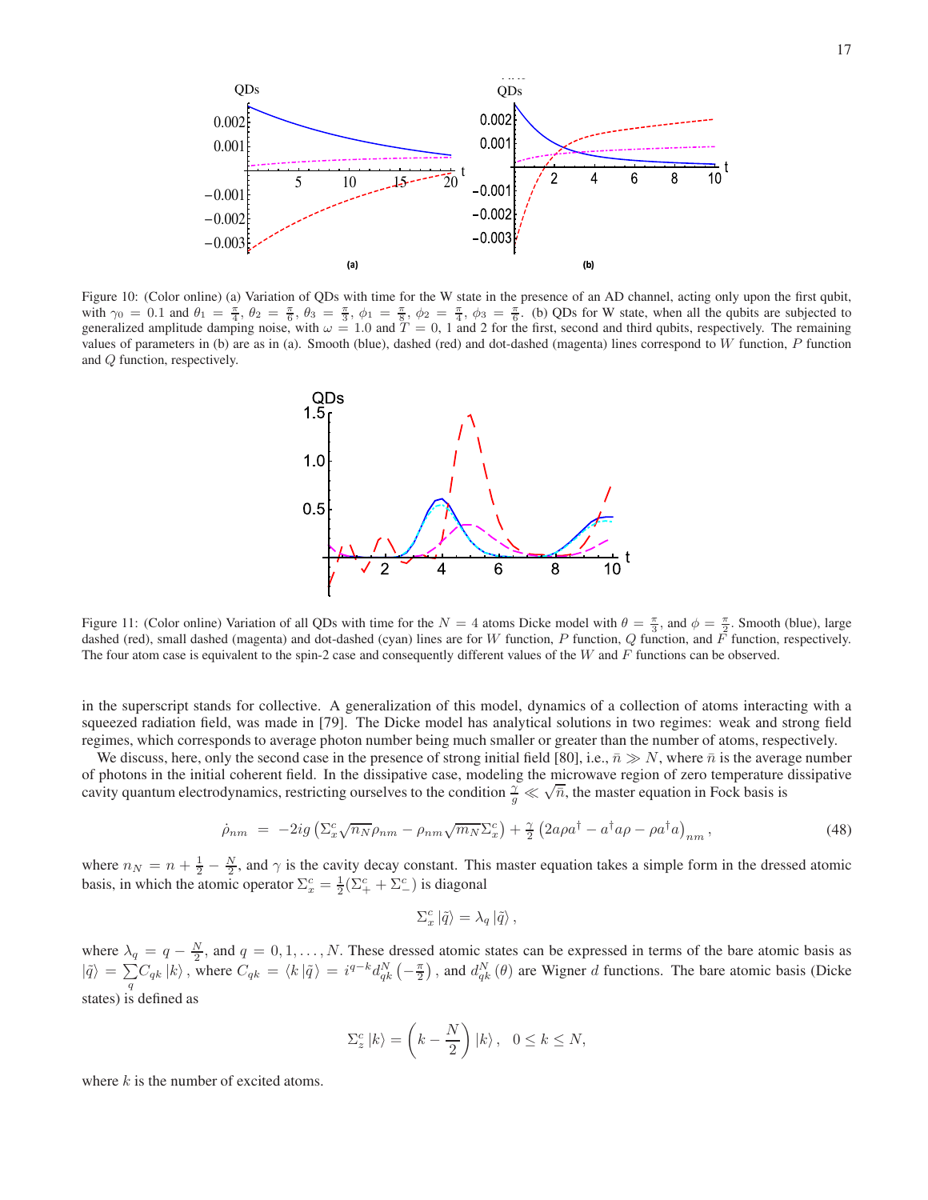Figure 10: (Color online) (a) Variation of QDs with time for the W state in the presence of an AD channel, acting only upon the first qubit, with $\gamma_0 = 0.1$ and $\theta_1 = \frac{\pi}{4}$, $\theta_2 = \frac{\pi}{6}$, $\theta_3 = \frac{\pi}{3}$, $\phi_1 = \frac{\pi}{8}$, $\phi_2 = \frac{\pi}{4}$, $\phi_3 = \frac{\pi}{6}$. (b) QDs for W state, when all the qubits are subjected to generalized amplitude damping noise, with $\omega = 1.0$ and $T = 0$, 1 and 2 for the first, second and third qubits, respectively. The remaining values of parameters in (b) are as in (a). Smooth (blue), dashed (red) and dot-dashed (magenta) lines correspond to $W$ function, $P$ function and $Q$ function, respectively.

Figure 11: (Color online) Variation of all QDs with time for the $N = 4$ atoms Dicke model with $\theta = \frac{\pi}{3}$, and $\phi = \frac{\pi}{2}$. Smooth (blue), large dashed (red), small dashed (magenta) and dot-dashed (cyan) lines are for $W$ function, $P$ function, $Q$ function, and $F$ function, respectively. The four atom case is equivalent to the spin-2 case and consequently different values of the $W$ and $F$ functions can be observed.

in the superscript stands for collective. A generalization of this model, dynamics of a collection of atoms interacting with a squeezed radiation field, was made in [79]. The Dicke model has analytical solutions in two regimes: weak and strong field regimes, which corresponds to average photon number being much smaller or greater than the number of atoms, respectively.

We discuss, here, only the second case in the presence of strong initial field [80], i.e., $\bar{n} \gg N$, where $\bar{n}$ is the average number of photons in the initial coherent field. In the dissipative case, modeling the microwave region of zero temperature dissipative cavity quantum electrodynamics, restricting ourselves to the condition $\frac{\gamma}{g} \ll \sqrt{\bar{n}}$, the master equation in Fock basis is

$$\dot{\rho}_{nm} = -2ig\left(\Sigma_x^c\sqrt{n_N}\rho_{nm} - \rho_{nm}\sqrt{m_N}\Sigma_x^c\right) + \frac{\gamma}{2}\left(2a\rho a^\dagger - a^\dagger a\rho - \rho a^\dagger a\right)_{nm}, \tag{48}$$

where $n_N = n + \frac{1}{2} - \frac{N}{2}$, and $\gamma$ is the cavity decay constant. This master equation takes a simple form in the dressed atomic basis, in which the atomic operator $\Sigma_x^c = \frac{1}{2}(\Sigma_+^c + \Sigma_-^c)$ is diagonal

$$\Sigma_x^c\left|\tilde{q}\right\rangle = \lambda_q\left|\tilde{q}\right\rangle,$$

where $\lambda_q = q - \frac{N}{2}$, and $q = 0, 1, \ldots, N$. These dressed atomic states can be expressed in terms of the bare atomic basis as $\left|\tilde{q}\right\rangle = \sum\limits_q C_{qk}\left|k\right\rangle$, where $C_{qk} = \left\langle k\right|\tilde{q}\rangle = i^{q-k}d_{qk}^N\left(-\frac{\pi}{2}\right)$, and $d_{qk}^N(\theta)$ are Wigner $d$ functions. The bare atomic basis (Dicke states) is defined as

$$\Sigma_z^c\left|k\right\rangle = \left(k - \frac{N}{2}\right)\left|k\right\rangle, \quad 0 \le k \le N,$$

where $k$ is the number of excited atoms.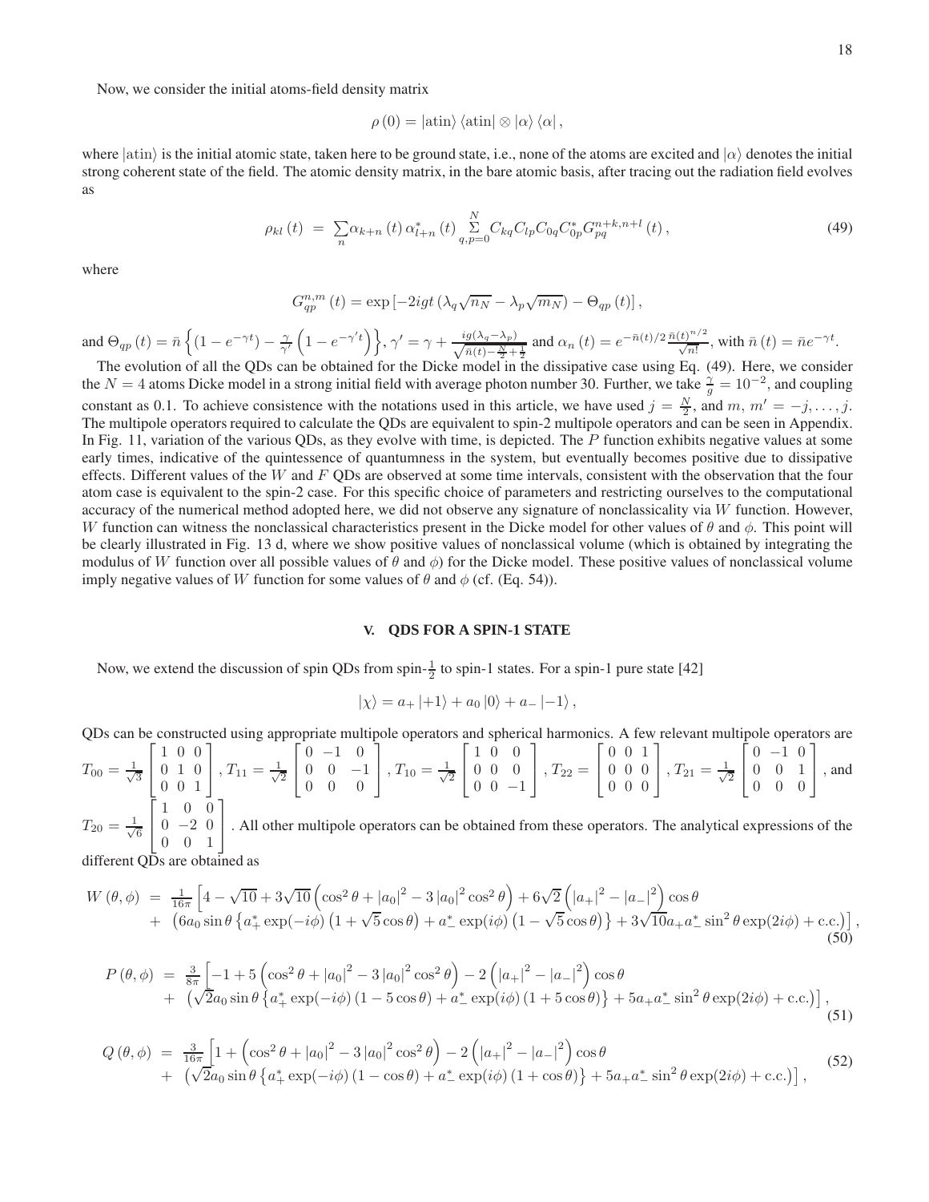Now, we consider the initial atoms-field density matrix

$$\rho(0) = |\text{atin}\rangle\langle\text{atin}| \otimes |\alpha\rangle\langle\alpha|,$$

where $|\text{atin}\rangle$ is the initial atomic state, taken here to be ground state, i.e., none of the atoms are excited and $|\alpha\rangle$ denotes the initial strong coherent state of the field. The atomic density matrix, in the bare atomic basis, after tracing out the radiation field evolves as

$$\rho_{kl}(t) = \sum_n \alpha_{k+n}(t)\,\alpha^*_{l+n}(t) \sum_{q,p=0}^{N} C_{kq} C_{lp} C_{0q} C^*_{0p} G^{n+k,n+l}_{pq}(t), \tag{49}$$

where

$$G^{n,m}_{qp}(t) = \exp\left[-2igt\left(\lambda_q\sqrt{n_N} - \lambda_p\sqrt{m_N}\right) - \Theta_{qp}(t)\right],$$

and $\Theta_{qp}(t) = \bar{n}\left\{\left(1-e^{-\gamma t}\right) - \frac{\gamma}{\gamma'}\left(1-e^{-\gamma' t}\right)\right\}$, $\gamma' = \gamma + \frac{ig(\lambda_q-\lambda_p)}{\sqrt{\bar{n}(t)-\frac{N}{2}+\frac{1}{2}}}$ and $\alpha_n(t) = e^{-\bar{n}(t)/2}\frac{\bar{n}(t)^{n/2}}{\sqrt{n!}}$, with $\bar{n}(t) = \bar{n}e^{-\gamma t}$.

The evolution of all the QDs can be obtained for the Dicke model in the dissipative case using Eq. (49). Here, we consider the $N = 4$ atoms Dicke model in a strong initial field with average photon number 30. Further, we take $\frac{\gamma}{g} = 10^{-2}$, and coupling constant as 0.1. To achieve consistence with the notations used in this article, we have used $j = \frac{N}{2}$, and $m,\, m' = -j, \ldots, j$. The multipole operators required to calculate the QDs are equivalent to spin-2 multipole operators and can be seen in Appendix. In Fig. 11, variation of the various QDs, as they evolve with time, is depicted. The $P$ function exhibits negative values at some early times, indicative of the quintessence of quantumness in the system, but eventually becomes positive due to dissipative effects. Different values of the $W$ and $F$ QDs are observed at some time intervals, consistent with the observation that the four atom case is equivalent to the spin-2 case. For this specific choice of parameters and restricting ourselves to the computational accuracy of the numerical method adopted here, we did not observe any signature of nonclassicality via $W$ function. However, $W$ function can witness the nonclassical characteristics present in the Dicke model for other values of $\theta$ and $\phi$. This point will be clearly illustrated in Fig. 13 d, where we show positive values of nonclassical volume (which is obtained by integrating the modulus of $W$ function over all possible values of $\theta$ and $\phi$) for the Dicke model. These positive values of nonclassical volume imply negative values of $W$ function for some values of $\theta$ and $\phi$ (cf. (Eq. 54)).

## V. QDS FOR A SPIN-1 STATE

Now, we extend the discussion of spin QDs from spin-$\frac{1}{2}$ to spin-1 states. For a spin-1 pure state [42]

$$|\chi\rangle = a_+\,|+1\rangle + a_0\,|0\rangle + a_-\,|-1\rangle,$$

QDs can be constructed using appropriate multipole operators and spherical harmonics. A few relevant multipole operators are $T_{00} = \frac{1}{\sqrt{3}}\begin{bmatrix}1&0&0\\0&1&0\\0&0&1\end{bmatrix}$, $T_{11} = \frac{1}{\sqrt{2}}\begin{bmatrix}0&-1&0\\0&0&-1\\0&0&0\end{bmatrix}$, $T_{10} = \frac{1}{\sqrt{2}}\begin{bmatrix}1&0&0\\0&0&0\\0&0&-1\end{bmatrix}$, $T_{22} = \begin{bmatrix}0&0&1\\0&0&0\\0&0&0\end{bmatrix}$, $T_{21} = \frac{1}{\sqrt{2}}\begin{bmatrix}0&-1&0\\0&0&1\\0&0&0\end{bmatrix}$, and $T_{20} = \frac{1}{\sqrt{6}}\begin{bmatrix}1&0&0\\0&-2&0\\0&0&1\end{bmatrix}$. All other multipole operators can be obtained from these operators. The analytical expressions of the different QDs are obtained as

$$\begin{aligned}W(\theta,\phi) &= \frac{1}{16\pi}\left[4-\sqrt{10}+3\sqrt{10}\left(\cos^2\theta+|a_0|^2-3|a_0|^2\cos^2\theta\right)+6\sqrt{2}\left(|a_+|^2-|a_-|^2\right)\cos\theta\right.\\ &\quad+\left.\left(6a_0\sin\theta\left\{a_+^*\exp(-i\phi)\left(1+\sqrt{5}\cos\theta\right)+a_-^*\exp(i\phi)\left(1-\sqrt{5}\cos\theta\right)\right\}+3\sqrt{10}a_+a_-^*\sin^2\theta\exp(2i\phi)+\text{c.c.}\right)\right],\end{aligned} \tag{50}$$

$$\begin{aligned}P(\theta,\phi) &= \frac{3}{8\pi}\left[-1+5\left(\cos^2\theta+|a_0|^2-3|a_0|^2\cos^2\theta\right)-2\left(|a_+|^2-|a_-|^2\right)\cos\theta\right.\\ &\quad+\left.\left(\sqrt{2}a_0\sin\theta\left\{a_+^*\exp(-i\phi)\left(1-5\cos\theta\right)+a_-^*\exp(i\phi)\left(1+5\cos\theta\right)\right\}+5a_+a_-^*\sin^2\theta\exp(2i\phi)+\text{c.c.}\right)\right],\end{aligned} \tag{51}$$

$$\begin{aligned}Q(\theta,\phi) &= \frac{3}{16\pi}\left[1+\left(\cos^2\theta+|a_0|^2-3|a_0|^2\cos^2\theta\right)-2\left(|a_+|^2-|a_-|^2\right)\cos\theta\right.\\ &\quad+\left.\left(\sqrt{2}a_0\sin\theta\left\{a_+^*\exp(-i\phi)\left(1-\cos\theta\right)+a_-^*\exp(i\phi)\left(1+\cos\theta\right)\right\}+5a_+a_-^*\sin^2\theta\exp(2i\phi)+\text{c.c.}\right)\right],\end{aligned} \tag{52}$$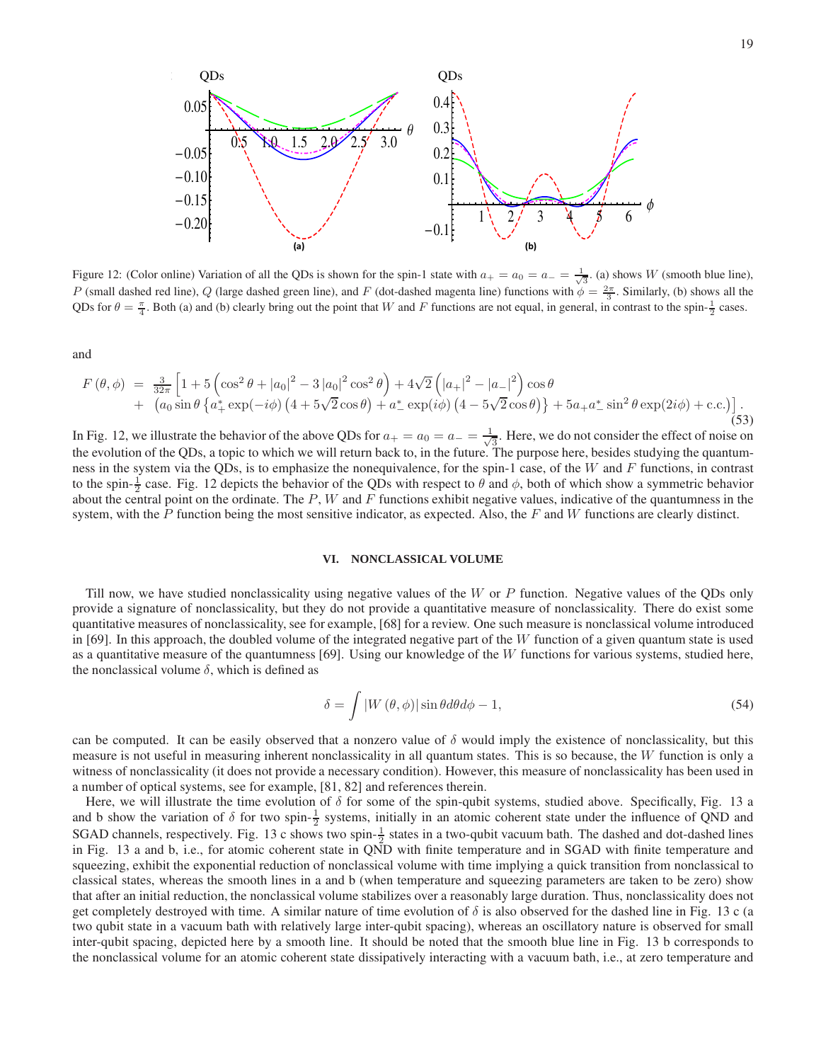Figure 12: (Color online) Variation of all the QDs is shown for the spin-1 state with $a_+ = a_0 = a_- = \frac{1}{\sqrt{3}}$. (a) shows $W$ (smooth blue line), $P$ (small dashed red line), $Q$ (large dashed green line), and $F$ (dot-dashed magenta line) functions with $\phi = \frac{2\pi}{3}$. Similarly, (b) shows all the QDs for $\theta = \frac{\pi}{4}$. Both (a) and (b) clearly bring out the point that $W$ and $F$ functions are not equal, in general, in contrast to the spin-$\frac{1}{2}$ cases.

and

$$
\begin{aligned}
F(\theta,\phi) &= \tfrac{3}{32\pi}\Big[1+5\left(\cos^2\theta+|a_0|^2-3|a_0|^2\cos^2\theta\right)+4\sqrt{2}\left(|a_+|^2-|a_-|^2\right)\cos\theta \\
&+ \left(a_0\sin\theta\left\{a_+^*\exp(-i\phi)\left(4+5\sqrt{2}\cos\theta\right)+a_-^*\exp(i\phi)\left(4-5\sqrt{2}\cos\theta\right)\right\}+5a_+a_-^*\sin^2\theta\exp(2i\phi)+\text{c.c.}\right)\Big].
\end{aligned} \tag{53}
$$

In Fig. 12, we illustrate the behavior of the above QDs for $a_+ = a_0 = a_- = \frac{1}{\sqrt{3}}$. Here, we do not consider the effect of noise on the evolution of the QDs, a topic to which we will return back to, in the future. The purpose here, besides studying the quantumness in the system via the QDs, is to emphasize the nonequivalence, for the spin-1 case, of the $W$ and $F$ functions, in contrast to the spin-$\frac{1}{2}$ case. Fig. 12 depicts the behavior of the QDs with respect to $\theta$ and $\phi$, both of which show a symmetric behavior about the central point on the ordinate. The $P$, $W$ and $F$ functions exhibit negative values, indicative of the quantumness in the system, with the $P$ function being the most sensitive indicator, as expected. Also, the $F$ and $W$ functions are clearly distinct.

## VI. NONCLASSICAL VOLUME

Till now, we have studied nonclassicality using negative values of the $W$ or $P$ function. Negative values of the QDs only provide a signature of nonclassicality, but they do not provide a quantitative measure of nonclassicality. There do exist some quantitative measures of nonclassicality, see for example, [68] for a review. One such measure is nonclassical volume introduced in [69]. In this approach, the doubled volume of the integrated negative part of the $W$ function of a given quantum state is used as a quantitative measure of the quantumness [69]. Using our knowledge of the $W$ functions for various systems, studied here, the nonclassical volume $\delta$, which is defined as

$$
\delta = \int |W(\theta,\phi)| \sin\theta d\theta d\phi - 1, \tag{54}
$$

can be computed. It can be easily observed that a nonzero value of $\delta$ would imply the existence of nonclassicality, but this measure is not useful in measuring inherent nonclassicality in all quantum states. This is so because, the $W$ function is only a witness of nonclassicality (it does not provide a necessary condition). However, this measure of nonclassicality has been used in a number of optical systems, see for example, [81, 82] and references therein.

Here, we will illustrate the time evolution of $\delta$ for some of the spin-qubit systems, studied above. Specifically, Fig. 13 a and b show the variation of $\delta$ for two spin-$\frac{1}{2}$ systems, initially in an atomic coherent state under the influence of QND and SGAD channels, respectively. Fig. 13 c shows two spin-$\frac{1}{2}$ states in a two-qubit vacuum bath. The dashed and dot-dashed lines in Fig. 13 a and b, i.e., for atomic coherent state in QND with finite temperature and in SGAD with finite temperature and squeezing, exhibit the exponential reduction of nonclassical volume with time implying a quick transition from nonclassical to classical states, whereas the smooth lines in a and b (when temperature and squeezing parameters are taken to be zero) show that after an initial reduction, the nonclassical volume stabilizes over a reasonably large duration. Thus, nonclassicality does not get completely destroyed with time. A similar nature of time evolution of $\delta$ is also observed for the dashed line in Fig. 13 c (a two qubit state in a vacuum bath with relatively large inter-qubit spacing), whereas an oscillatory nature is observed for small inter-qubit spacing, depicted here by a smooth line. It should be noted that the smooth blue line in Fig. 13 b corresponds to the nonclassical volume for an atomic coherent state dissipatively interacting with a vacuum bath, i.e., at zero temperature and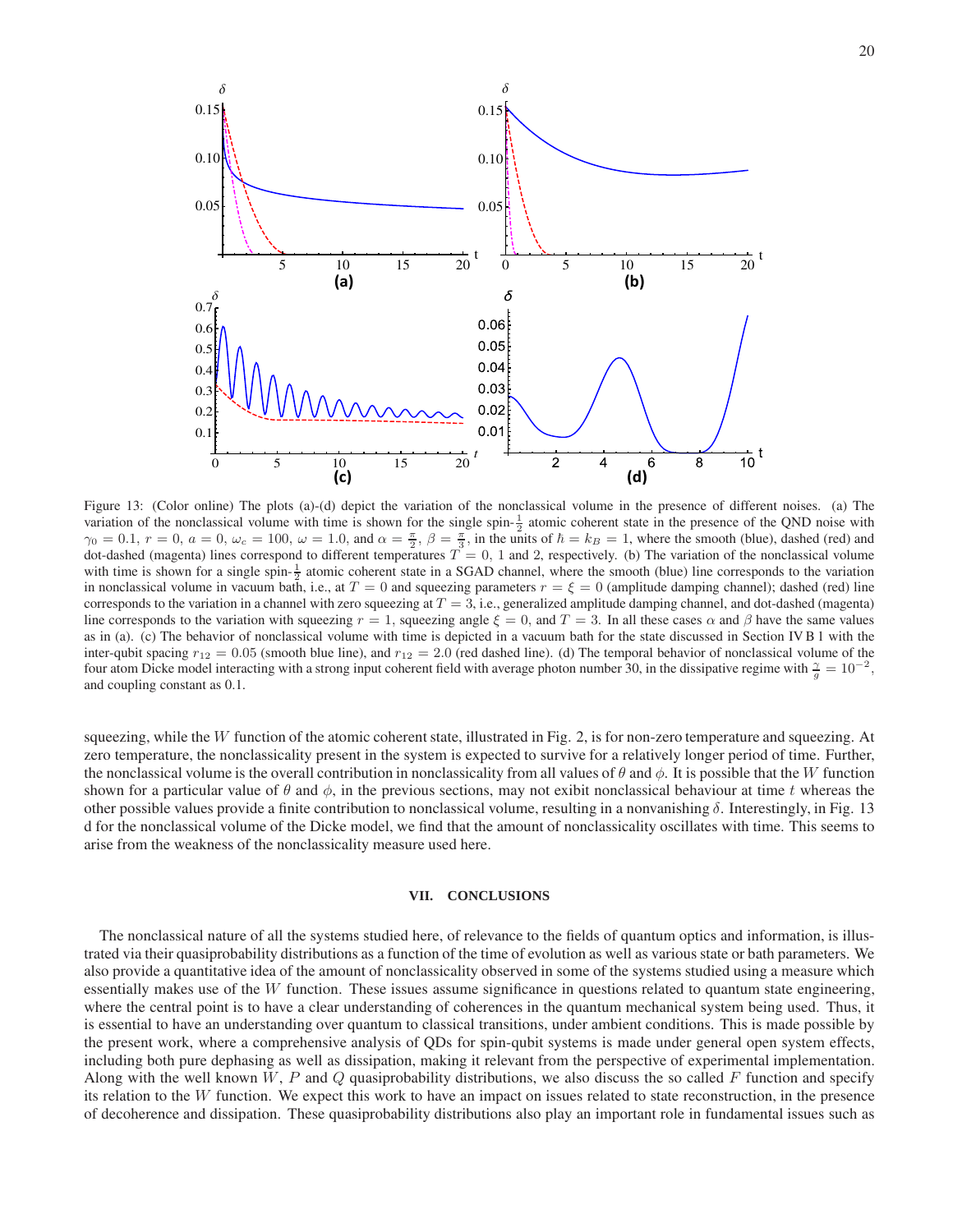Figure 13: (Color online) The plots (a)-(d) depict the variation of the nonclassical volume in the presence of different noises. (a) The variation of the nonclassical volume with time is shown for the single spin-$\frac{1}{2}$ atomic coherent state in the presence of the QND noise with $\gamma_0 = 0.1$, $r = 0$, $a = 0$, $\omega_c = 100$, $\omega = 1.0$, and $\alpha = \frac{\pi}{2}$, $\beta = \frac{\pi}{3}$, in the units of $\hbar = k_B = 1$, where the smooth (blue), dashed (red) and dot-dashed (magenta) lines correspond to different temperatures $T = 0$, 1 and 2, respectively. (b) The variation of the nonclassical volume with time is shown for a single spin-$\frac{1}{2}$ atomic coherent state in a SGAD channel, where the smooth (blue) line corresponds to the variation in nonclassical volume in vacuum bath, i.e., at $T = 0$ and squeezing parameters $r = \xi = 0$ (amplitude damping channel); dashed (red) line corresponds to the variation in a channel with zero squeezing at $T = 3$, i.e., generalized amplitude damping channel, and dot-dashed (magenta) line corresponds to the variation with squeezing $r = 1$, squeezing angle $\xi = 0$, and $T = 3$. In all these cases $\alpha$ and $\beta$ have the same values as in (a). (c) The behavior of nonclassical volume with time is depicted in a vacuum bath for the state discussed in Section IV B 1 with the inter-qubit spacing $r_{12} = 0.05$ (smooth blue line), and $r_{12} = 2.0$ (red dashed line). (d) The temporal behavior of nonclassical volume of the four atom Dicke model interacting with a strong input coherent field with average photon number 30, in the dissipative regime with $\frac{\gamma}{g} = 10^{-2}$, and coupling constant as 0.1.

squeezing, while the $W$ function of the atomic coherent state, illustrated in Fig. 2, is for non-zero temperature and squeezing. At zero temperature, the nonclassicality present in the system is expected to survive for a relatively longer period of time. Further, the nonclassical volume is the overall contribution in nonclassicality from all values of $\theta$ and $\phi$. It is possible that the $W$ function shown for a particular value of $\theta$ and $\phi$, in the previous sections, may not exibit nonclassical behaviour at time $t$ whereas the other possible values provide a finite contribution to nonclassical volume, resulting in a nonvanishing $\delta$. Interestingly, in Fig. 13 d for the nonclassical volume of the Dicke model, we find that the amount of nonclassicality oscillates with time. This seems to arise from the weakness of the nonclassicality measure used here.

## VII. CONCLUSIONS

The nonclassical nature of all the systems studied here, of relevance to the fields of quantum optics and information, is illustrated via their quasiprobability distributions as a function of the time of evolution as well as various state or bath parameters. We also provide a quantitative idea of the amount of nonclassicality observed in some of the systems studied using a measure which essentially makes use of the $W$ function. These issues assume significance in questions related to quantum state engineering, where the central point is to have a clear understanding of coherences in the quantum mechanical system being used. Thus, it is essential to have an understanding over quantum to classical transitions, under ambient conditions. This is made possible by the present work, where a comprehensive analysis of QDs for spin-qubit systems is made under general open system effects, including both pure dephasing as well as dissipation, making it relevant from the perspective of experimental implementation. Along with the well known $W$, $P$ and $Q$ quasiprobability distributions, we also discuss the so called $F$ function and specify its relation to the $W$ function. We expect this work to have an impact on issues related to state reconstruction, in the presence of decoherence and dissipation. These quasiprobability distributions also play an important role in fundamental issues such as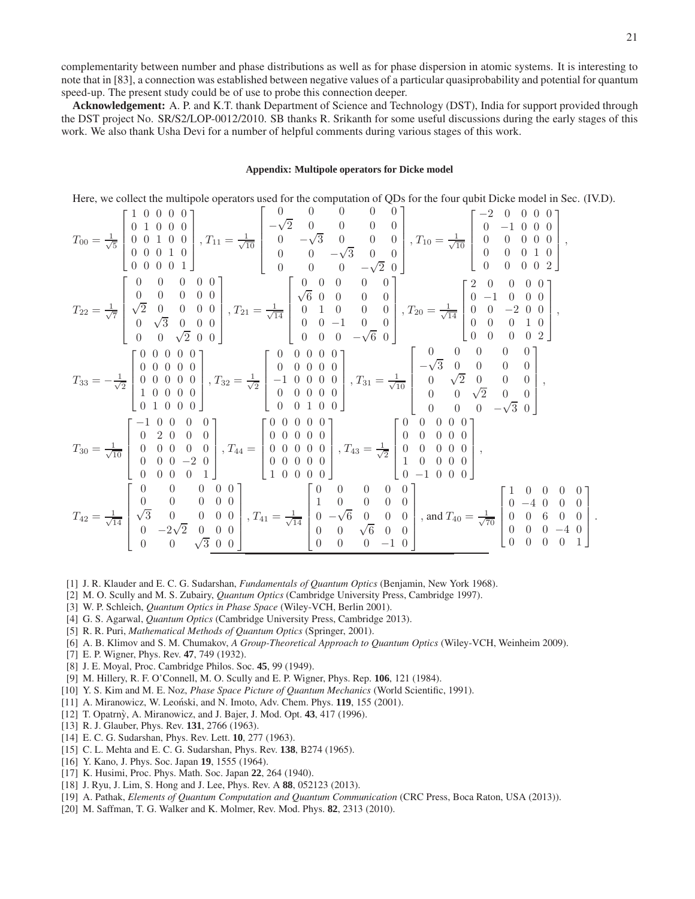complementarity between number and phase distributions as well as for phase dispersion in atomic systems. It is interesting to note that in [83], a connection was established between negative values of a particular quasiprobability and potential for quantum speed-up. The present study could be of use to probe this connection deeper.

**Acknowledgement:** A. P. and K.T. thank Department of Science and Technology (DST), India for support provided through the DST project No. SR/S2/LOP-0012/2010. SB thanks R. Srikanth for some useful discussions during the early stages of this work. We also thank Usha Devi for a number of helpful comments during various stages of this work.

#### Appendix: Multipole operators for Dicke model

Here, we collect the multipole operators used for the computation of QDs for the four qubit Dicke model in Sec. (IV.D).

$$T_{00}=\frac{1}{\sqrt{5}}\begin{bmatrix}1&0&0&0&0\\0&1&0&0&0\\0&0&1&0&0\\0&0&0&1&0\\0&0&0&0&1\end{bmatrix},\ T_{11}=\frac{1}{\sqrt{10}}\begin{bmatrix}0&0&0&0&0\\-\sqrt{2}&0&0&0&0\\0&-\sqrt{3}&0&0&0\\0&0&-\sqrt{3}&0&0\\0&0&0&-\sqrt{2}&0\end{bmatrix},\ T_{10}=\frac{1}{\sqrt{10}}\begin{bmatrix}-2&0&0&0&0\\0&-1&0&0&0\\0&0&0&0&0\\0&0&0&1&0\\0&0&0&0&2\end{bmatrix},$$

$$T_{22}=\frac{1}{\sqrt{7}}\begin{bmatrix}0&0&0&0&0\\0&0&0&0&0\\\sqrt{2}&0&0&0&0\\0&\sqrt{3}&0&0&0\\0&0&\sqrt{2}&0&0\end{bmatrix},\ T_{21}=\frac{1}{\sqrt{14}}\begin{bmatrix}0&0&0&0&0\\\sqrt{6}&0&0&0&0\\0&1&0&0&0\\0&0&-1&0&0\\0&0&0&-\sqrt{6}&0\end{bmatrix},\ T_{20}=\frac{1}{\sqrt{14}}\begin{bmatrix}2&0&0&0&0\\0&-1&0&0&0\\0&0&-2&0&0\\0&0&0&1&0\\0&0&0&0&2\end{bmatrix},$$

$$T_{33}=-\frac{1}{\sqrt{2}}\begin{bmatrix}0&0&0&0&0\\0&0&0&0&0\\0&0&0&0&0\\1&0&0&0&0\\0&1&0&0&0\end{bmatrix},\ T_{32}=\frac{1}{\sqrt{2}}\begin{bmatrix}0&0&0&0&0\\0&0&0&0&0\\-1&0&0&0&0\\0&0&0&0&0\\0&0&1&0&0\end{bmatrix},\ T_{31}=\frac{1}{\sqrt{10}}\begin{bmatrix}0&0&0&0&0\\-\sqrt{3}&0&0&0&0\\0&\sqrt{2}&0&0&0\\0&0&\sqrt{2}&0&0\\0&0&0&-\sqrt{3}&0\end{bmatrix},$$

$$T_{30}=\frac{1}{\sqrt{10}}\begin{bmatrix}-1&0&0&0&0\\0&2&0&0&0\\0&0&0&0&0\\0&0&0&-2&0\\0&0&0&0&1\end{bmatrix},\ T_{44}=\begin{bmatrix}0&0&0&0&0\\0&0&0&0&0\\0&0&0&0&0\\0&0&0&0&0\\1&0&0&0&0\end{bmatrix},\ T_{43}=\frac{1}{\sqrt{2}}\begin{bmatrix}0&0&0&0&0\\0&0&0&0&0\\0&0&0&0&0\\1&0&0&0&0\\0&-1&0&0&0\end{bmatrix},$$

$$T_{42}=\frac{1}{\sqrt{14}}\begin{bmatrix}0&0&0&0&0\\0&0&0&0&0\\\sqrt{3}&0&0&0&0\\0&-2\sqrt{2}&0&0&0\\0&0&\sqrt{3}&0&0\end{bmatrix},\ T_{41}=\frac{1}{\sqrt{14}}\begin{bmatrix}0&0&0&0&0\\1&0&0&0&0\\0&-\sqrt{6}&0&0&0\\0&0&\sqrt{6}&0&0\\0&0&0&-1&0\end{bmatrix},\ \text{and}\ T_{40}=\frac{1}{\sqrt{70}}\begin{bmatrix}1&0&0&0&0\\0&-4&0&0&0\\0&0&6&0&0\\0&0&0&-4&0\\0&0&0&0&1\end{bmatrix}.$$

- [1] J. R. Klauder and E. C. G. Sudarshan, *Fundamentals of Quantum Optics* (Benjamin, New York 1968).
- [2] M. O. Scully and M. S. Zubairy, *Quantum Optics* (Cambridge University Press, Cambridge 1997).
- [3] W. P. Schleich, *Quantum Optics in Phase Space* (Wiley-VCH, Berlin 2001).
- [4] G. S. Agarwal, *Quantum Optics* (Cambridge University Press, Cambridge 2013).
- [5] R. R. Puri, *Mathematical Methods of Quantum Optics* (Springer, 2001).
- [6] A. B. Klimov and S. M. Chumakov, *A Group-Theoretical Approach to Quantum Optics* (Wiley-VCH, Weinheim 2009).
- [7] E. P. Wigner, Phys. Rev. **47**, 749 (1932).
- [8] J. E. Moyal, Proc. Cambridge Philos. Soc. **45**, 99 (1949).
- [9] M. Hillery, R. F. O'Connell, M. O. Scully and E. P. Wigner, Phys. Rep. **106**, 121 (1984).
- [10] Y. S. Kim and M. E. Noz, *Phase Space Picture of Quantum Mechanics* (World Scientific, 1991).
- [11] A. Miranowicz, W. Leoński, and N. Imoto, Adv. Chem. Phys. **119**, 155 (2001).
- [12] T. Opatrnỳ, A. Miranowicz, and J. Bajer, J. Mod. Opt. **43**, 417 (1996).
- [13] R. J. Glauber, Phys. Rev. **131**, 2766 (1963).
- [14] E. C. G. Sudarshan, Phys. Rev. Lett. **10**, 277 (1963).
- [15] C. L. Mehta and E. C. G. Sudarshan, Phys. Rev. **138**, B274 (1965).
- [16] Y. Kano, J. Phys. Soc. Japan **19**, 1555 (1964).
- [17] K. Husimi, Proc. Phys. Math. Soc. Japan **22**, 264 (1940).
- [18] J. Ryu, J. Lim, S. Hong and J. Lee, Phys. Rev. A **88**, 052123 (2013).
- [19] A. Pathak, *Elements of Quantum Computation and Quantum Communication* (CRC Press, Boca Raton, USA (2013)).
- [20] M. Saffman, T. G. Walker and K. Molmer, Rev. Mod. Phys. **82**, 2313 (2010).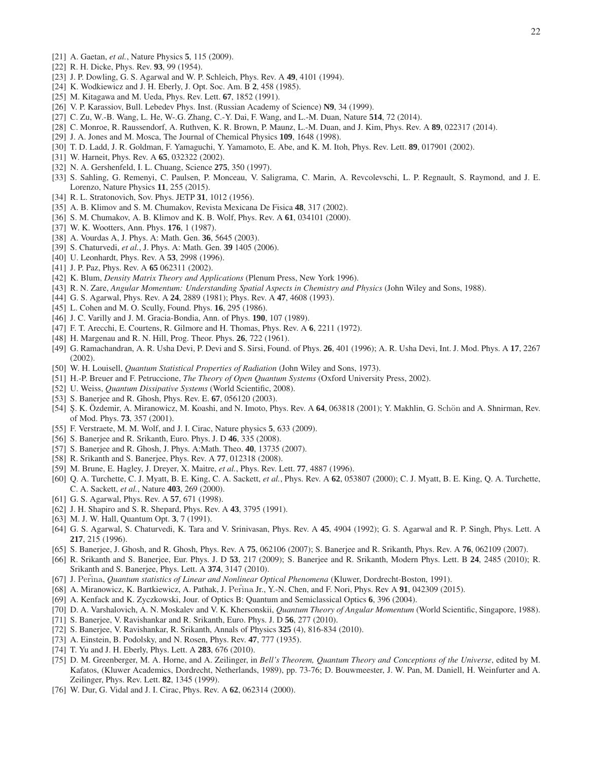[21] A. Gaetan, *et al.*, Nature Physics **5**, 115 (2009).
[22] R. H. Dicke, Phys. Rev. **93**, 99 (1954).
[23] J. P. Dowling, G. S. Agarwal and W. P. Schleich, Phys. Rev. A **49**, 4101 (1994).
[24] K. Wodkiewicz and J. H. Eberly, J. Opt. Soc. Am. B **2**, 458 (1985).
[25] M. Kitagawa and M. Ueda, Phys. Rev. Lett. **67**, 1852 (1991).
[26] V. P. Karassiov, Bull. Lebedev Phys. Inst. (Russian Academy of Science) **N9**, 34 (1999).
[27] C. Zu, W.-B. Wang, L. He, W-.G. Zhang, C.-Y. Dai, F. Wang, and L.-M. Duan, Nature **514**, 72 (2014).
[28] C. Monroe, R. Raussendorf, A. Ruthven, K. R. Brown, P. Maunz, L.-M. Duan, and J. Kim, Phys. Rev. A **89**, 022317 (2014).
[29] J. A. Jones and M. Mosca, The Journal of Chemical Physics **109**, 1648 (1998).
[30] T. D. Ladd, J. R. Goldman, F. Yamaguchi, Y. Yamamoto, E. Abe, and K. M. Itoh, Phys. Rev. Lett. **89**, 017901 (2002).
[31] W. Harneit, Phys. Rev. A **65**, 032322 (2002).
[32] N. A. Gershenfeld, I. L. Chuang, Science **275**, 350 (1997).
[33] S. Sahling, G. Remenyi, C. Paulsen, P. Monceau, V. Saligrama, C. Marin, A. Revcolevschi, L. P. Regnault, S. Raymond, and J. E. Lorenzo, Nature Physics **11**, 255 (2015).
[34] R. L. Stratonovich, Sov. Phys. JETP **31**, 1012 (1956).
[35] A. B. Klimov and S. M. Chumakov, Revista Mexicana De Fisica **48**, 317 (2002).
[36] S. M. Chumakov, A. B. Klimov and K. B. Wolf, Phys. Rev. A **61**, 034101 (2000).
[37] W. K. Wootters, Ann. Phys. **176**, 1 (1987).
[38] A. Vourdas A, J. Phys. A: Math. Gen. **36**, 5645 (2003).
[39] S. Chaturvedi, *et al.*, J. Phys. A: Math. Gen. **39** 1405 (2006).
[40] U. Leonhardt, Phys. Rev. A **53**, 2998 (1996).
[41] J. P. Paz, Phys. Rev. A **65** 062311 (2002).
[42] K. Blum, *Density Matrix Theory and Applications* (Plenum Press, New York 1996).
[43] R. N. Zare, *Angular Momentum: Understanding Spatial Aspects in Chemistry and Physics* (John Wiley and Sons, 1988).
[44] G. S. Agarwal, Phys. Rev. A **24**, 2889 (1981); Phys. Rev. A **47**, 4608 (1993).
[45] L. Cohen and M. O. Scully, Found. Phys. **16**, 295 (1986).
[46] J. C. Varilly and J. M. Gracia-Bondia, Ann. of Phys. **190**, 107 (1989).
[47] F. T. Arecchi, E. Courtens, R. Gilmore and H. Thomas, Phys. Rev. A **6**, 2211 (1972).
[48] H. Margenau and R. N. Hill, Prog. Theor. Phys. **26**, 722 (1961).
[49] G. Ramachandran, A. R. Usha Devi, P. Devi and S. Sirsi, Found. of Phys. **26**, 401 (1996); A. R. Usha Devi, Int. J. Mod. Phys. A **17**, 2267 (2002).
[50] W. H. Louisell, *Quantum Statistical Properties of Radiation* (John Wiley and Sons, 1973).
[51] H.-P. Breuer and F. Petruccione, *The Theory of Open Quantum Systems* (Oxford University Press, 2002).
[52] U. Weiss, *Quantum Dissipative Systems* (World Scientific, 2008).
[53] S. Banerjee and R. Ghosh, Phys. Rev. E. **67**, 056120 (2003).
[54] Ş. K. Özdemir, A. Miranowicz, M. Koashi, and N. Imoto, Phys. Rev. A **64**, 063818 (2001); Y. Makhlin, G. Schön and A. Shnirman, Rev. of Mod. Phys. **73**, 357 (2001).
[55] F. Verstraete, M. M. Wolf, and J. I. Cirac, Nature physics **5**, 633 (2009).
[56] S. Banerjee and R. Srikanth, Euro. Phys. J. D **46**, 335 (2008).
[57] S. Banerjee and R. Ghosh, J. Phys. A:Math. Theo. **40**, 13735 (2007).
[58] R. Srikanth and S. Banerjee, Phys. Rev. A **77**, 012318 (2008).
[59] M. Brune, E. Hagley, J. Dreyer, X. Maitre, *et al.*, Phys. Rev. Lett. **77**, 4887 (1996).
[60] Q. A. Turchette, C. J. Myatt, B. E. King, C. A. Sackett, *et al.*, Phys. Rev. A **62**, 053807 (2000); C. J. Myatt, B. E. King, Q. A. Turchette, C. A. Sackett, *et al.*, Nature **403**, 269 (2000).
[61] G. S. Agarwal, Phys. Rev. A **57**, 671 (1998).
[62] J. H. Shapiro and S. R. Shepard, Phys. Rev. A **43**, 3795 (1991).
[63] M. J. W. Hall, Quantum Opt. **3**, 7 (1991).
[64] G. S. Agarwal, S. Chaturvedi, K. Tara and V. Srinivasan, Phys. Rev. A **45**, 4904 (1992); G. S. Agarwal and R. P. Singh, Phys. Lett. A **217**, 215 (1996).
[65] S. Banerjee, J. Ghosh, and R. Ghosh, Phys. Rev. A **75**, 062106 (2007); S. Banerjee and R. Srikanth, Phys. Rev. A **76**, 062109 (2007).
[66] R. Srikanth and S. Banerjee, Eur. Phys. J. D **53**, 217 (2009); S. Banerjee and R. Srikanth, Modern Phys. Lett. B **24**, 2485 (2010); R. Srikanth and S. Banerjee, Phys. Lett. A **374**, 3147 (2010).
[67] J. Peřina, *Quantum statistics of Linear and Nonlinear Optical Phenomena* (Kluwer, Dordrecht-Boston, 1991).
[68] A. Miranowicz, K. Bartkiewicz, A. Pathak, J. Peřina Jr., Y.-N. Chen, and F. Nori, Phys Rev A **91**, 042309 (2015).
[69] A. Kenfack and K. Zyczkowski, Jour. of Optics B: Quantum and Semiclassical Optics **6**, 396 (2004).
[70] D. A. Varshalovich, A. N. Moskalev and V. K. Khersonskii, *Quantum Theory of Angular Momentum* (World Scientific, Singapore, 1988).
[71] S. Banerjee, V. Ravishankar and R. Srikanth, Euro. Phys. J. D **56**, 277 (2010).
[72] S. Banerjee, V. Ravishankar, R. Srikanth, Annals of Physics **325** (4), 816-834 (2010).
[73] A. Einstein, B. Podolsky, and N. Rosen, Phys. Rev. **47**, 777 (1935).
[74] T. Yu and J. H. Eberly, Phys. Lett. A **283**, 676 (2010).
[75] D. M. Greenberger, M. A. Horne, and A. Zeilinger, in *Bell's Theorem, Quantum Theory and Conceptions of the Universe*, edited by M. Kafatos, (Kluwer Academics, Dordrecht, Netherlands, 1989), pp. 73-76; D. Bouwmeester, J. W. Pan, M. Daniell, H. Weinfurter and A. Zeilinger, Phys. Rev. Lett. **82**, 1345 (1999).
[76] W. Dur, G. Vidal and J. I. Cirac, Phys. Rev. A **62**, 062314 (2000).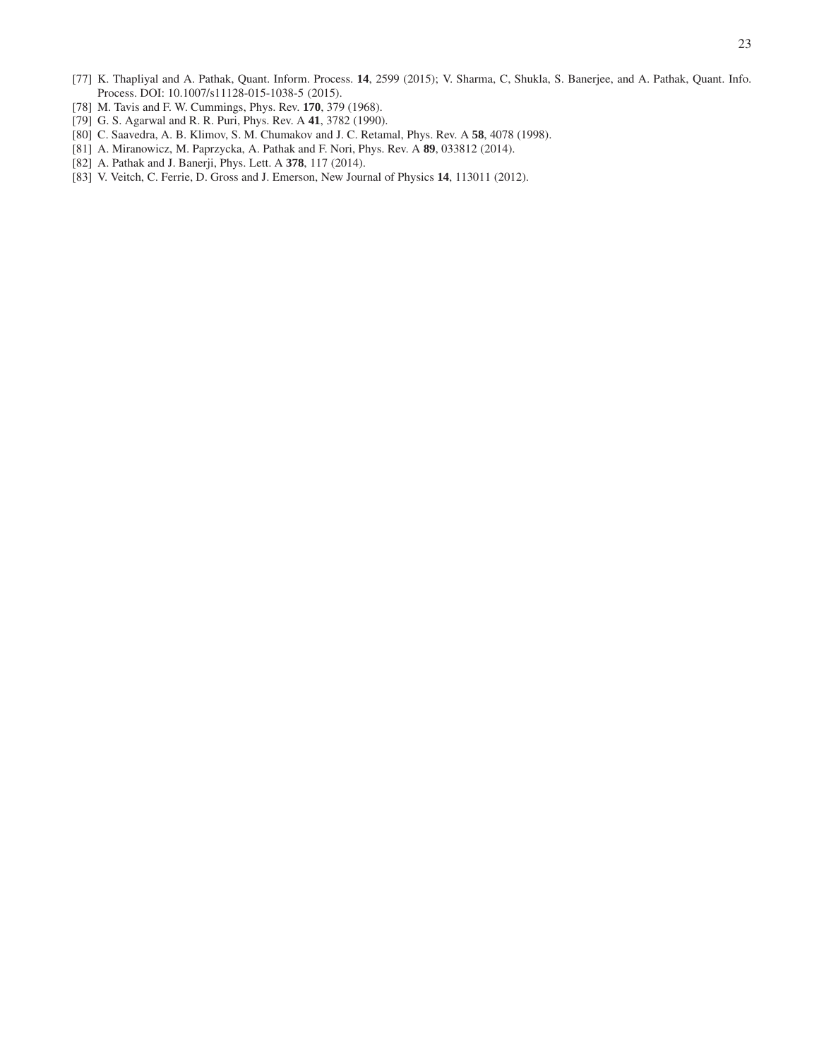[77] K. Thapliyal and A. Pathak, Quant. Inform. Process. **14**, 2599 (2015); V. Sharma, C, Shukla, S. Banerjee, and A. Pathak, Quant. Info. Process. DOI: 10.1007/s11128-015-1038-5 (2015).
[78] M. Tavis and F. W. Cummings, Phys. Rev. **170**, 379 (1968).
[79] G. S. Agarwal and R. R. Puri, Phys. Rev. A **41**, 3782 (1990).
[80] C. Saavedra, A. B. Klimov, S. M. Chumakov and J. C. Retamal, Phys. Rev. A **58**, 4078 (1998).
[81] A. Miranowicz, M. Paprzycka, A. Pathak and F. Nori, Phys. Rev. A **89**, 033812 (2014).
[82] A. Pathak and J. Banerji, Phys. Lett. A **378**, 117 (2014).
[83] V. Veitch, C. Ferrie, D. Gross and J. Emerson, New Journal of Physics **14**, 113011 (2012).